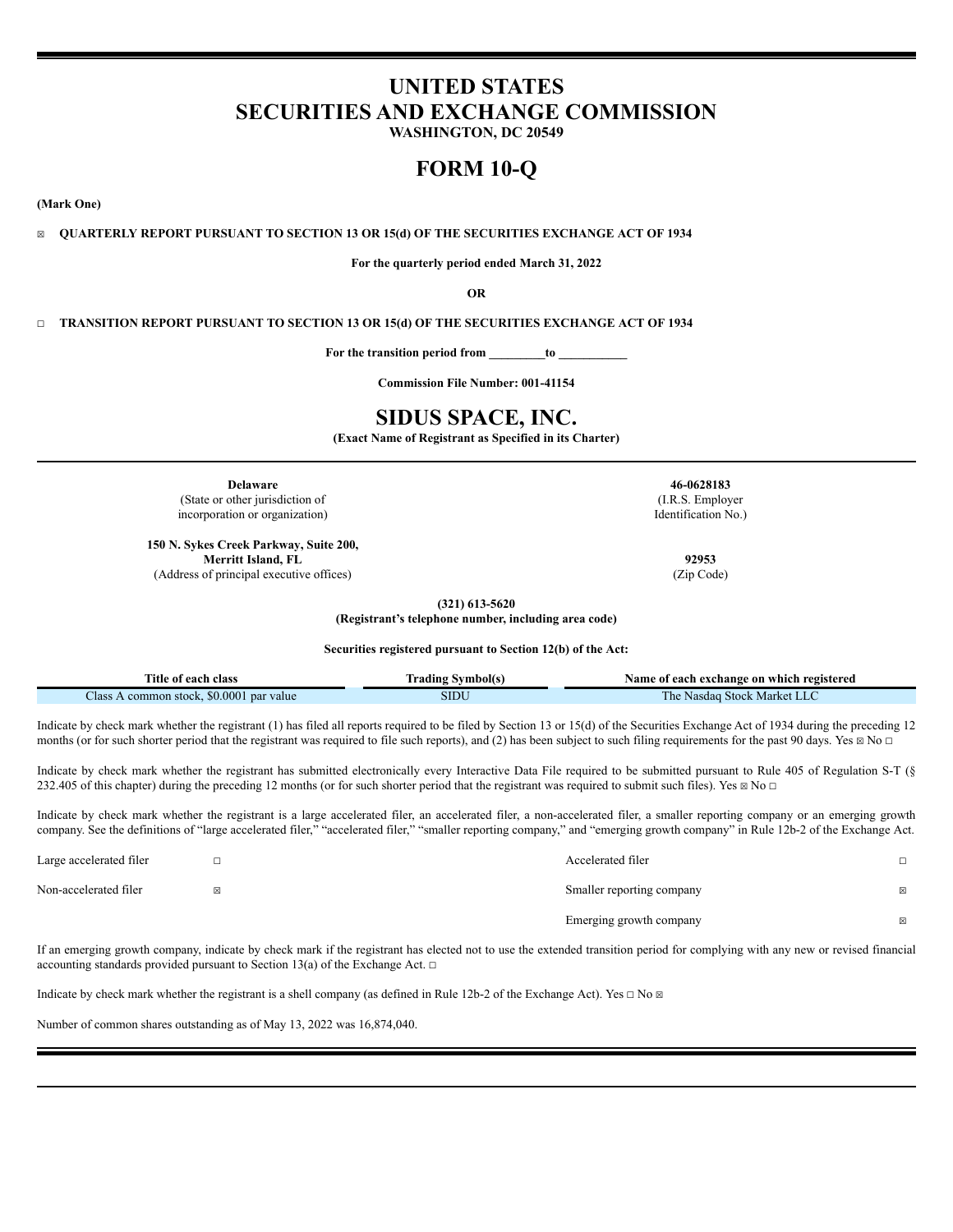# UNITED STATES
# SECURITIES AND EXCHANGE COMMISSION
**WASHINGTON, DC 20549**

# FORM 10-Q

**(Mark One)**

☒ **QUARTERLY REPORT PURSUANT TO SECTION 13 OR 15(d) OF THE SECURITIES EXCHANGE ACT OF 1934**

**For the quarterly period ended March 31, 2022**

**OR**

☐ **TRANSITION REPORT PURSUANT TO SECTION 13 OR 15(d) OF THE SECURITIES EXCHANGE ACT OF 1934**

**For the transition period from _________to ___________**

**Commission File Number: 001-41154**

# SIDUS SPACE, INC.
**(Exact Name of Registrant as Specified in its Charter)**

| | |
|---|---|
| **Delaware**<br>(State or other jurisdiction of incorporation or organization) | **46-0628183**<br>(I.R.S. Employer Identification No.) |
| **150 N. Sykes Creek Parkway, Suite 200, Merritt Island, FL**<br>(Address of principal executive offices) | **92953**<br>(Zip Code) |

**(321) 613-5620**
**(Registrant's telephone number, including area code)**

**Securities registered pursuant to Section 12(b) of the Act:**

| Title of each class | Trading Symbol(s) | Name of each exchange on which registered |
|---|---|---|
| Class A common stock, $0.0001 par value | SIDU | The Nasdaq Stock Market LLC |

Indicate by check mark whether the registrant (1) has filed all reports required to be filed by Section 13 or 15(d) of the Securities Exchange Act of 1934 during the preceding 12 months (or for such shorter period that the registrant was required to file such reports), and (2) has been subject to such filing requirements for the past 90 days. Yes ☒ No ☐

Indicate by check mark whether the registrant has submitted electronically every Interactive Data File required to be submitted pursuant to Rule 405 of Regulation S-T (§ 232.405 of this chapter) during the preceding 12 months (or for such shorter period that the registrant was required to submit such files). Yes ☒ No ☐

Indicate by check mark whether the registrant is a large accelerated filer, an accelerated filer, a non-accelerated filer, a smaller reporting company or an emerging growth company. See the definitions of "large accelerated filer," "accelerated filer," "smaller reporting company," and "emerging growth company" in Rule 12b-2 of the Exchange Act.

| | | | |
|---|---|---|---|
| Large accelerated filer | ☐ | Accelerated filer | ☐ |
| Non-accelerated filer | ☒ | Smaller reporting company | ☒ |
| | | Emerging growth company | ☒ |

If an emerging growth company, indicate by check mark if the registrant has elected not to use the extended transition period for complying with any new or revised financial accounting standards provided pursuant to Section 13(a) of the Exchange Act. ☐

Indicate by check mark whether the registrant is a shell company (as defined in Rule 12b-2 of the Exchange Act). Yes ☐ No ☒

Number of common shares outstanding as of May 13, 2022 was 16,874,040.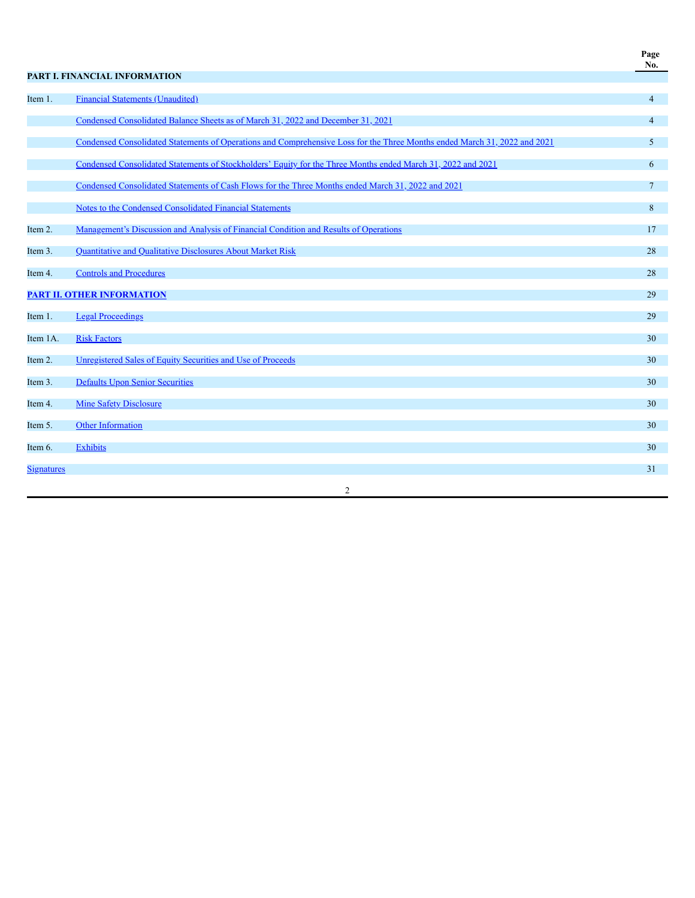| | | Page No. |
|---|---|---|
| **PART I. FINANCIAL INFORMATION** | | |
| Item 1. | Financial Statements (Unaudited) | 4 |
| | Condensed Consolidated Balance Sheets as of March 31, 2022 and December 31, 2021 | 4 |
| | Condensed Consolidated Statements of Operations and Comprehensive Loss for the Three Months ended March 31, 2022 and 2021 | 5 |
| | Condensed Consolidated Statements of Stockholders' Equity for the Three Months ended March 31, 2022 and 2021 | 6 |
| | Condensed Consolidated Statements of Cash Flows for the Three Months ended March 31, 2022 and 2021 | 7 |
| | Notes to the Condensed Consolidated Financial Statements | 8 |
| Item 2. | Management's Discussion and Analysis of Financial Condition and Results of Operations | 17 |
| Item 3. | Quantitative and Qualitative Disclosures About Market Risk | 28 |
| Item 4. | Controls and Procedures | 28 |
| **PART II. OTHER INFORMATION** | | 29 |
| Item 1. | Legal Proceedings | 29 |
| Item 1A. | Risk Factors | 30 |
| Item 2. | Unregistered Sales of Equity Securities and Use of Proceeds | 30 |
| Item 3. | Defaults Upon Senior Securities | 30 |
| Item 4. | Mine Safety Disclosure | 30 |
| Item 5. | Other Information | 30 |
| Item 6. | Exhibits | 30 |
| Signatures | | 31 |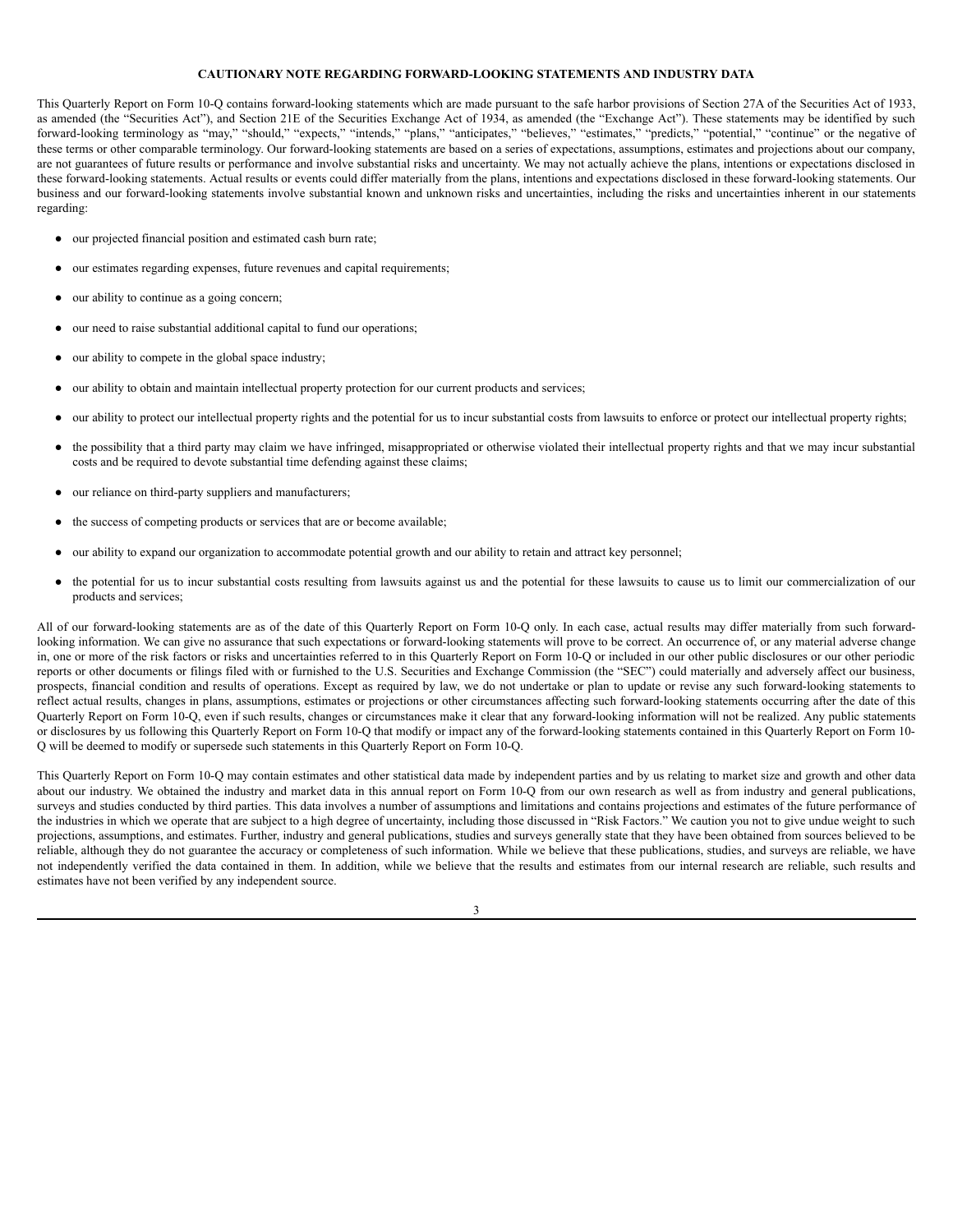## CAUTIONARY NOTE REGARDING FORWARD-LOOKING STATEMENTS AND INDUSTRY DATA

This Quarterly Report on Form 10-Q contains forward-looking statements which are made pursuant to the safe harbor provisions of Section 27A of the Securities Act of 1933, as amended (the "Securities Act"), and Section 21E of the Securities Exchange Act of 1934, as amended (the "Exchange Act"). These statements may be identified by such forward-looking terminology as "may," "should," "expects," "intends," "plans," "anticipates," "believes," "estimates," "predicts," "potential," "continue" or the negative of these terms or other comparable terminology. Our forward-looking statements are based on a series of expectations, assumptions, estimates and projections about our company, are not guarantees of future results or performance and involve substantial risks and uncertainty. We may not actually achieve the plans, intentions or expectations disclosed in these forward-looking statements. Actual results or events could differ materially from the plans, intentions and expectations disclosed in these forward-looking statements. Our business and our forward-looking statements involve substantial known and unknown risks and uncertainties, including the risks and uncertainties inherent in our statements regarding:

- our projected financial position and estimated cash burn rate;
- our estimates regarding expenses, future revenues and capital requirements;
- our ability to continue as a going concern;
- our need to raise substantial additional capital to fund our operations;
- our ability to compete in the global space industry;
- our ability to obtain and maintain intellectual property protection for our current products and services;
- our ability to protect our intellectual property rights and the potential for us to incur substantial costs from lawsuits to enforce or protect our intellectual property rights;
- the possibility that a third party may claim we have infringed, misappropriated or otherwise violated their intellectual property rights and that we may incur substantial costs and be required to devote substantial time defending against these claims;
- our reliance on third-party suppliers and manufacturers;
- the success of competing products or services that are or become available;
- our ability to expand our organization to accommodate potential growth and our ability to retain and attract key personnel;
- the potential for us to incur substantial costs resulting from lawsuits against us and the potential for these lawsuits to cause us to limit our commercialization of our products and services;

All of our forward-looking statements are as of the date of this Quarterly Report on Form 10-Q only. In each case, actual results may differ materially from such forward-looking information. We can give no assurance that such expectations or forward-looking statements will prove to be correct. An occurrence of, or any material adverse change in, one or more of the risk factors or risks and uncertainties referred to in this Quarterly Report on Form 10-Q or included in our other public disclosures or our other periodic reports or other documents or filings filed with or furnished to the U.S. Securities and Exchange Commission (the "SEC") could materially and adversely affect our business, prospects, financial condition and results of operations. Except as required by law, we do not undertake or plan to update or revise any such forward-looking statements to reflect actual results, changes in plans, assumptions, estimates or projections or other circumstances affecting such forward-looking statements occurring after the date of this Quarterly Report on Form 10-Q, even if such results, changes or circumstances make it clear that any forward-looking information will not be realized. Any public statements or disclosures by us following this Quarterly Report on Form 10-Q that modify or impact any of the forward-looking statements contained in this Quarterly Report on Form 10-Q will be deemed to modify or supersede such statements in this Quarterly Report on Form 10-Q.

This Quarterly Report on Form 10-Q may contain estimates and other statistical data made by independent parties and by us relating to market size and growth and other data about our industry. We obtained the industry and market data in this annual report on Form 10-Q from our own research as well as from industry and general publications, surveys and studies conducted by third parties. This data involves a number of assumptions and limitations and contains projections and estimates of the future performance of the industries in which we operate that are subject to a high degree of uncertainty, including those discussed in "Risk Factors." We caution you not to give undue weight to such projections, assumptions, and estimates. Further, industry and general publications, studies and surveys generally state that they have been obtained from sources believed to be reliable, although they do not guarantee the accuracy or completeness of such information. While we believe that these publications, studies, and surveys are reliable, we have not independently verified the data contained in them. In addition, while we believe that the results and estimates from our internal research are reliable, such results and estimates have not been verified by any independent source.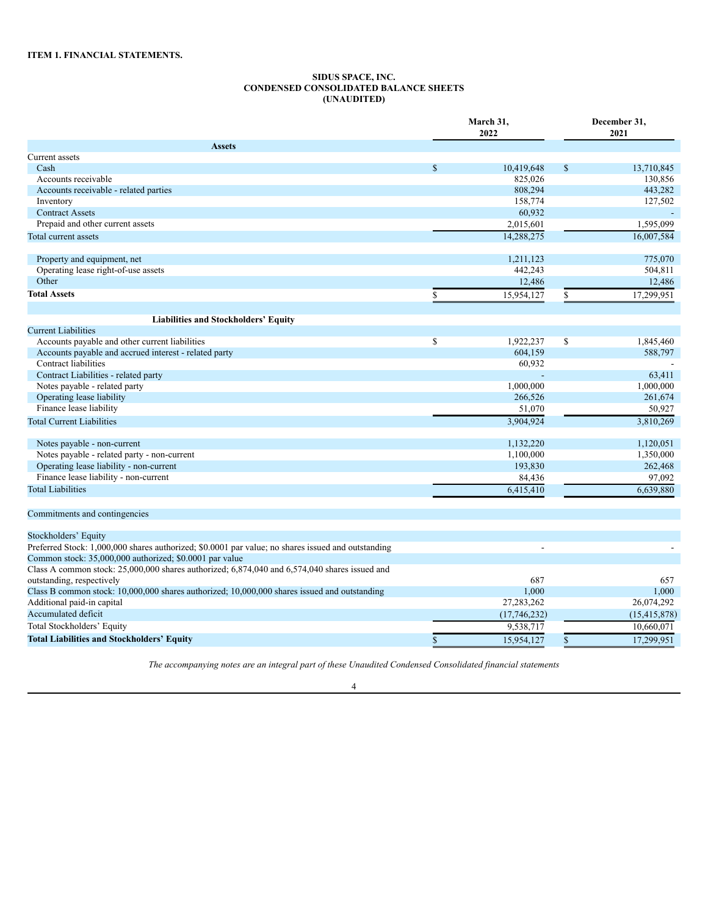## ITEM 1. FINANCIAL STATEMENTS.

**SIDUS SPACE, INC.**
**CONDENSED CONSOLIDATED BALANCE SHEETS**
**(UNAUDITED)**

| | March 31, 2022 | December 31, 2021 |
|---|---|---|
| **Assets** | | |
| Current assets | | |
| Cash | $ 10,419,648 | $ 13,710,845 |
| Accounts receivable | 825,026 | 130,856 |
| Accounts receivable - related parties | 808,294 | 443,282 |
| Inventory | 158,774 | 127,502 |
| Contract Assets | 60,932 | - |
| Prepaid and other current assets | 2,015,601 | 1,595,099 |
| Total current assets | 14,288,275 | 16,007,584 |
| | | |
| Property and equipment, net | 1,211,123 | 775,070 |
| Operating lease right-of-use assets | 442,243 | 504,811 |
| Other | 12,486 | 12,486 |
| **Total Assets** | $ 15,954,127 | $ 17,299,951 |
| | | |
| **Liabilities and Stockholders' Equity** | | |
| Current Liabilities | | |
| Accounts payable and other current liabilities | $ 1,922,237 | $ 1,845,460 |
| Accounts payable and accrued interest - related party | 604,159 | 588,797 |
| Contract liabilities | 60,932 | - |
| Contract Liabilities - related party | - | 63,411 |
| Notes payable - related party | 1,000,000 | 1,000,000 |
| Operating lease liability | 266,526 | 261,674 |
| Finance lease liability | 51,070 | 50,927 |
| Total Current Liabilities | 3,904,924 | 3,810,269 |
| | | |
| Notes payable - non-current | 1,132,220 | 1,120,051 |
| Notes payable - related party - non-current | 1,100,000 | 1,350,000 |
| Operating lease liability - non-current | 193,830 | 262,468 |
| Finance lease liability - non-current | 84,436 | 97,092 |
| Total Liabilities | 6,415,410 | 6,639,880 |
| | | |
| Commitments and contingencies | | |
| | | |
| Stockholders' Equity | | |
| Preferred Stock: 1,000,000 shares authorized; $0.0001 par value; no shares issued and outstanding | - | - |
| Common stock: 35,000,000 authorized; $0.0001 par value | | |
| Class A common stock: 25,000,000 shares authorized; 6,874,040 and 6,574,040 shares issued and outstanding, respectively | 687 | 657 |
| Class B common stock: 10,000,000 shares authorized; 10,000,000 shares issued and outstanding | 1,000 | 1,000 |
| Additional paid-in capital | 27,283,262 | 26,074,292 |
| Accumulated deficit | (17,746,232) | (15,415,878) |
| Total Stockholders' Equity | 9,538,717 | 10,660,071 |
| **Total Liabilities and Stockholders' Equity** | $ 15,954,127 | $ 17,299,951 |

*The accompanying notes are an integral part of these Unaudited Condensed Consolidated financial statements*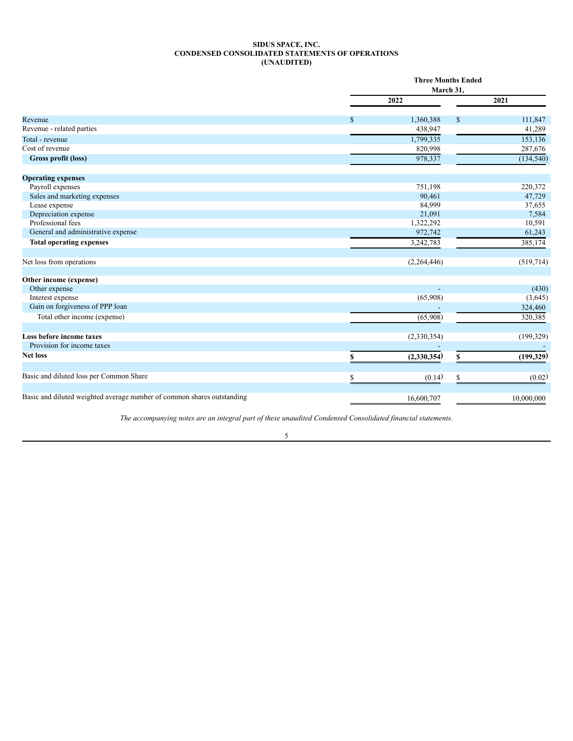**SIDUS SPACE, INC.**
**CONDENSED CONSOLIDATED STATEMENTS OF OPERATIONS**
**(UNAUDITED)**

| | Three Months Ended March 31, | |
|---|---|---|
| | 2022 | 2021 |
| Revenue | $ 1,360,388 | $ 111,847 |
| Revenue - related parties | 438,947 | 41,289 |
| Total - revenue | 1,799,335 | 153,136 |
| Cost of revenue | 820,998 | 287,676 |
| **Gross profit (loss)** | 978,337 | (134,540) |
| | | |
| **Operating expenses** | | |
| Payroll expenses | 751,198 | 220,372 |
| Sales and marketing expenses | 90,461 | 47,729 |
| Lease expense | 84,999 | 37,655 |
| Depreciation expense | 21,091 | 7,584 |
| Professional fees | 1,322,292 | 10,591 |
| General and administrative expense | 972,742 | 61,243 |
| **Total operating expenses** | 3,242,783 | 385,174 |
| | | |
| Net loss from operations | (2,264,446) | (519,714) |
| | | |
| **Other income (expense)** | | |
| Other expense | - | (430) |
| Interest expense | (65,908) | (3,645) |
| Gain on forgiveness of PPP loan | - | 324,460 |
| Total other income (expense) | (65,908) | 320,385 |
| | | |
| **Loss before income taxes** | (2,330,354) | (199,329) |
| Provision for income taxes | - | - |
| **Net loss** | **$ (2,330,354)** | **$ (199,329)** |
| | | |
| Basic and diluted loss per Common Share | $ (0.14) | $ (0.02) |
| | | |
| Basic and diluted weighted average number of common shares outstanding | 16,600,707 | 10,000,000 |

*The accompanying notes are an integral part of these unaudited Condensed Consolidated financial statements.*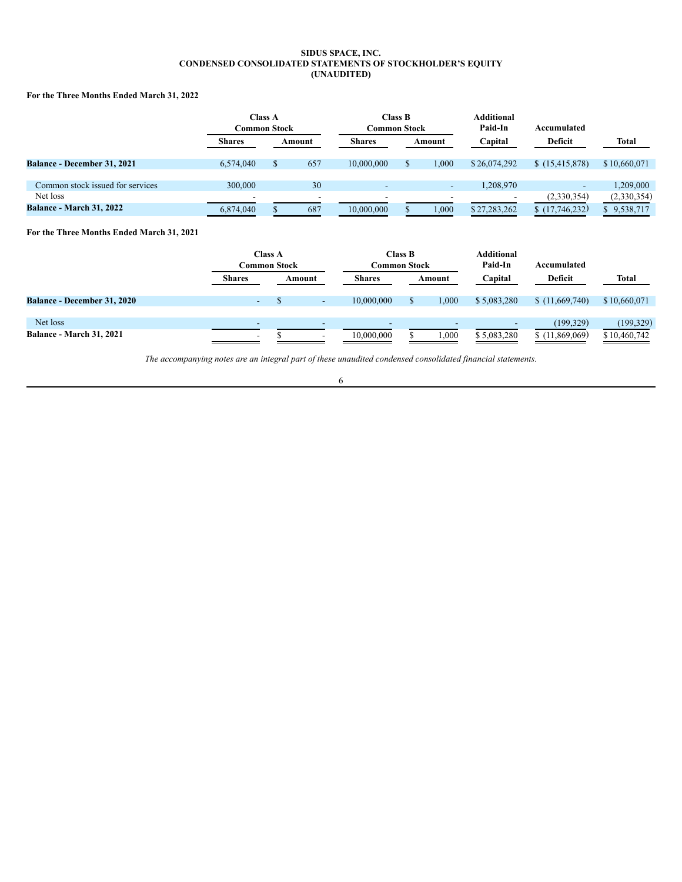**SIDUS SPACE, INC.**
**CONDENSED CONSOLIDATED STATEMENTS OF STOCKHOLDER'S EQUITY**
**(UNAUDITED)**

**For the Three Months Ended March 31, 2022**

| | Class A Common Stock | | Class B Common Stock | | Additional Paid-In | Accumulated | |
|---|---|---|---|---|---|---|---|
| | Shares | Amount | Shares | Amount | Capital | Deficit | Total |
| **Balance - December 31, 2021** | 6,574,040 | $ 657 | 10,000,000 | $ 1,000 | $ 26,074,292 | $ (15,415,878) | $ 10,660,071 |
| Common stock issued for services | 300,000 | 30 | - | - | 1,208,970 | - | 1,209,000 |
| Net loss | - | - | - | - | - | (2,330,354) | (2,330,354) |
| **Balance - March 31, 2022** | 6,874,040 | $ 687 | 10,000,000 | $ 1,000 | $ 27,283,262 | $ (17,746,232) | $ 9,538,717 |

**For the Three Months Ended March 31, 2021**

| | Class A Common Stock | | Class B Common Stock | | Additional Paid-In | Accumulated | |
|---|---|---|---|---|---|---|---|
| | Shares | Amount | Shares | Amount | Capital | Deficit | Total |
| **Balance - December 31, 2020** | - | $ - | 10,000,000 | $ 1,000 | $ 5,083,280 | $ (11,669,740) | $ 10,660,071 |
| Net loss | - | - | - | - | - | (199,329) | (199,329) |
| **Balance - March 31, 2021** | - | $ - | 10,000,000 | $ 1,000 | $ 5,083,280 | $ (11,869,069) | $ 10,460,742 |

*The accompanying notes are an integral part of these unaudited condensed consolidated financial statements.*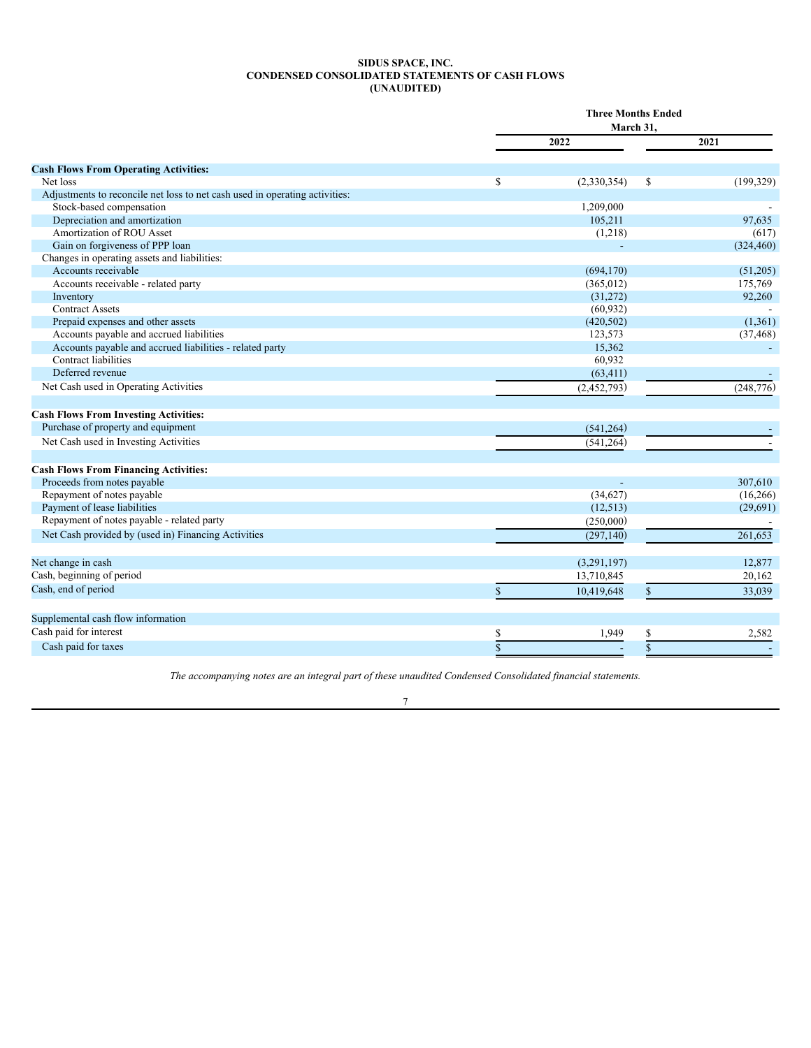**SIDUS SPACE, INC.**
**CONDENSED CONSOLIDATED STATEMENTS OF CASH FLOWS**
**(UNAUDITED)**

| | Three Months Ended March 31, | |
|---|---|---|
| | 2022 | 2021 |
| **Cash Flows From Operating Activities:** | | |
| Net loss | $ (2,330,354) | $ (199,329) |
| Adjustments to reconcile net loss to net cash used in operating activities: | | |
| Stock-based compensation | 1,209,000 | - |
| Depreciation and amortization | 105,211 | 97,635 |
| Amortization of ROU Asset | (1,218) | (617) |
| Gain on forgiveness of PPP loan | - | (324,460) |
| Changes in operating assets and liabilities: | | |
| Accounts receivable | (694,170) | (51,205) |
| Accounts receivable - related party | (365,012) | 175,769 |
| Inventory | (31,272) | 92,260 |
| Contract Assets | (60,932) | - |
| Prepaid expenses and other assets | (420,502) | (1,361) |
| Accounts payable and accrued liabilities | 123,573 | (37,468) |
| Accounts payable and accrued liabilities - related party | 15,362 | - |
| Contract liabilities | 60,932 | |
| Deferred revenue | (63,411) | - |
| Net Cash used in Operating Activities | (2,452,793) | (248,776) |
| **Cash Flows From Investing Activities:** | | |
| Purchase of property and equipment | (541,264) | - |
| Net Cash used in Investing Activities | (541,264) | - |
| **Cash Flows From Financing Activities:** | | |
| Proceeds from notes payable | - | 307,610 |
| Repayment of notes payable | (34,627) | (16,266) |
| Payment of lease liabilities | (12,513) | (29,691) |
| Repayment of notes payable - related party | (250,000) | - |
| Net Cash provided by (used in) Financing Activities | (297,140) | 261,653 |
| Net change in cash | (3,291,197) | 12,877 |
| Cash, beginning of period | 13,710,845 | 20,162 |
| Cash, end of period | $ 10,419,648 | $ 33,039 |
| Supplemental cash flow information | | |
| Cash paid for interest | $ 1,949 | $ 2,582 |
| Cash paid for taxes | $ - | $ - |

*The accompanying notes are an integral part of these unaudited Condensed Consolidated financial statements.*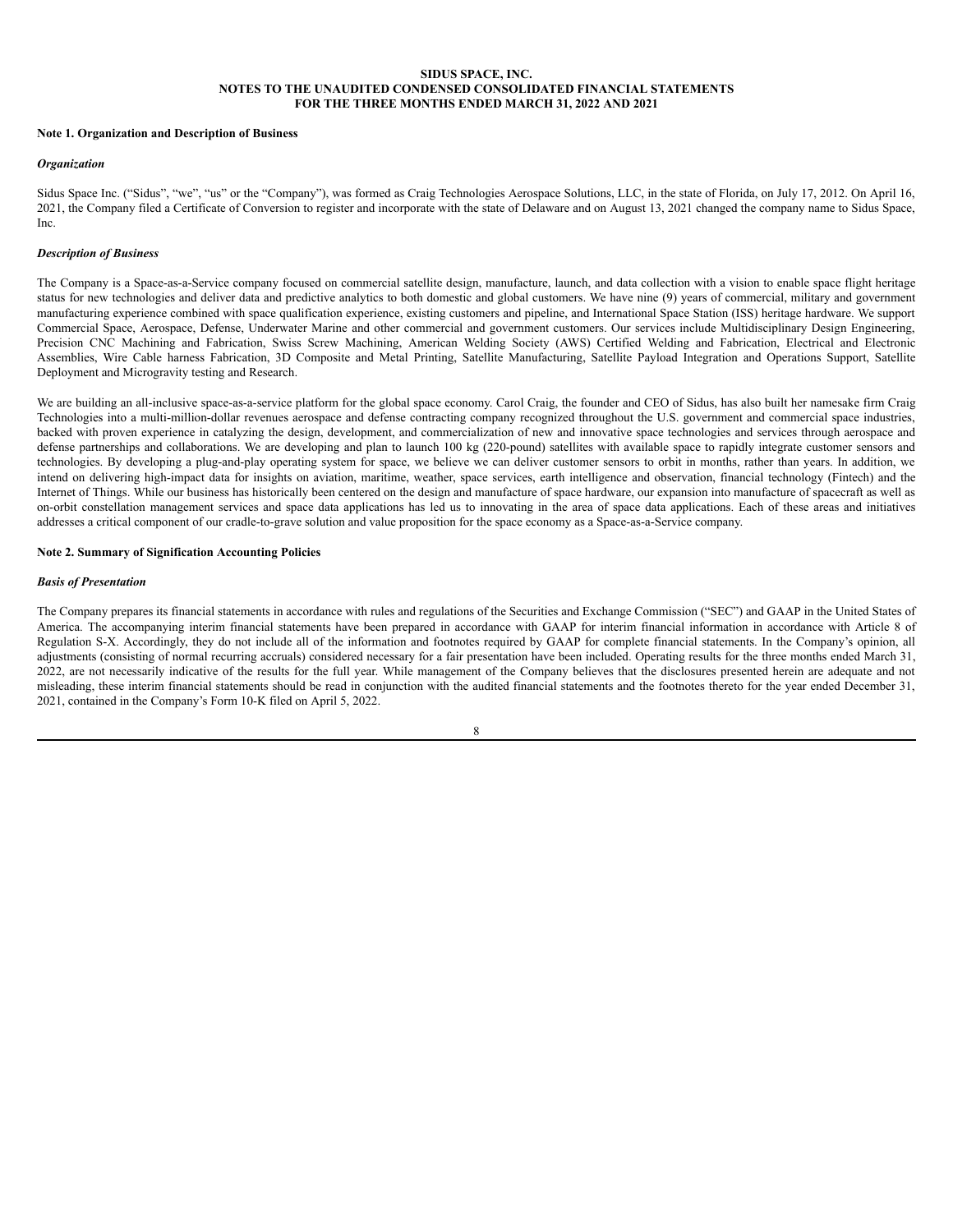**SIDUS SPACE, INC.**
**NOTES TO THE UNAUDITED CONDENSED CONSOLIDATED FINANCIAL STATEMENTS**
**FOR THE THREE MONTHS ENDED MARCH 31, 2022 AND 2021**

**Note 1. Organization and Description of Business**

***Organization***

Sidus Space Inc. ("Sidus", "we", "us" or the "Company"), was formed as Craig Technologies Aerospace Solutions, LLC, in the state of Florida, on July 17, 2012. On April 16, 2021, the Company filed a Certificate of Conversion to register and incorporate with the state of Delaware and on August 13, 2021 changed the company name to Sidus Space, Inc.

***Description of Business***

The Company is a Space-as-a-Service company focused on commercial satellite design, manufacture, launch, and data collection with a vision to enable space flight heritage status for new technologies and deliver data and predictive analytics to both domestic and global customers. We have nine (9) years of commercial, military and government manufacturing experience combined with space qualification experience, existing customers and pipeline, and International Space Station (ISS) heritage hardware. We support Commercial Space, Aerospace, Defense, Underwater Marine and other commercial and government customers. Our services include Multidisciplinary Design Engineering, Precision CNC Machining and Fabrication, Swiss Screw Machining, American Welding Society (AWS) Certified Welding and Fabrication, Electrical and Electronic Assemblies, Wire Cable harness Fabrication, 3D Composite and Metal Printing, Satellite Manufacturing, Satellite Payload Integration and Operations Support, Satellite Deployment and Microgravity testing and Research.

We are building an all-inclusive space-as-a-service platform for the global space economy. Carol Craig, the founder and CEO of Sidus, has also built her namesake firm Craig Technologies into a multi-million-dollar revenues aerospace and defense contracting company recognized throughout the U.S. government and commercial space industries, backed with proven experience in catalyzing the design, development, and commercialization of new and innovative space technologies and services through aerospace and defense partnerships and collaborations. We are developing and plan to launch 100 kg (220-pound) satellites with available space to rapidly integrate customer sensors and technologies. By developing a plug-and-play operating system for space, we believe we can deliver customer sensors to orbit in months, rather than years. In addition, we intend on delivering high-impact data for insights on aviation, maritime, weather, space services, earth intelligence and observation, financial technology (Fintech) and the Internet of Things. While our business has historically been centered on the design and manufacture of space hardware, our expansion into manufacture of spacecraft as well as on-orbit constellation management services and space data applications has led us to innovating in the area of space data applications. Each of these areas and initiatives addresses a critical component of our cradle-to-grave solution and value proposition for the space economy as a Space-as-a-Service company.

**Note 2. Summary of Signification Accounting Policies**

***Basis of Presentation***

The Company prepares its financial statements in accordance with rules and regulations of the Securities and Exchange Commission ("SEC") and GAAP in the United States of America. The accompanying interim financial statements have been prepared in accordance with GAAP for interim financial information in accordance with Article 8 of Regulation S-X. Accordingly, they do not include all of the information and footnotes required by GAAP for complete financial statements. In the Company's opinion, all adjustments (consisting of normal recurring accruals) considered necessary for a fair presentation have been included. Operating results for the three months ended March 31, 2022, are not necessarily indicative of the results for the full year. While management of the Company believes that the disclosures presented herein are adequate and not misleading, these interim financial statements should be read in conjunction with the audited financial statements and the footnotes thereto for the year ended December 31, 2021, contained in the Company's Form 10-K filed on April 5, 2022.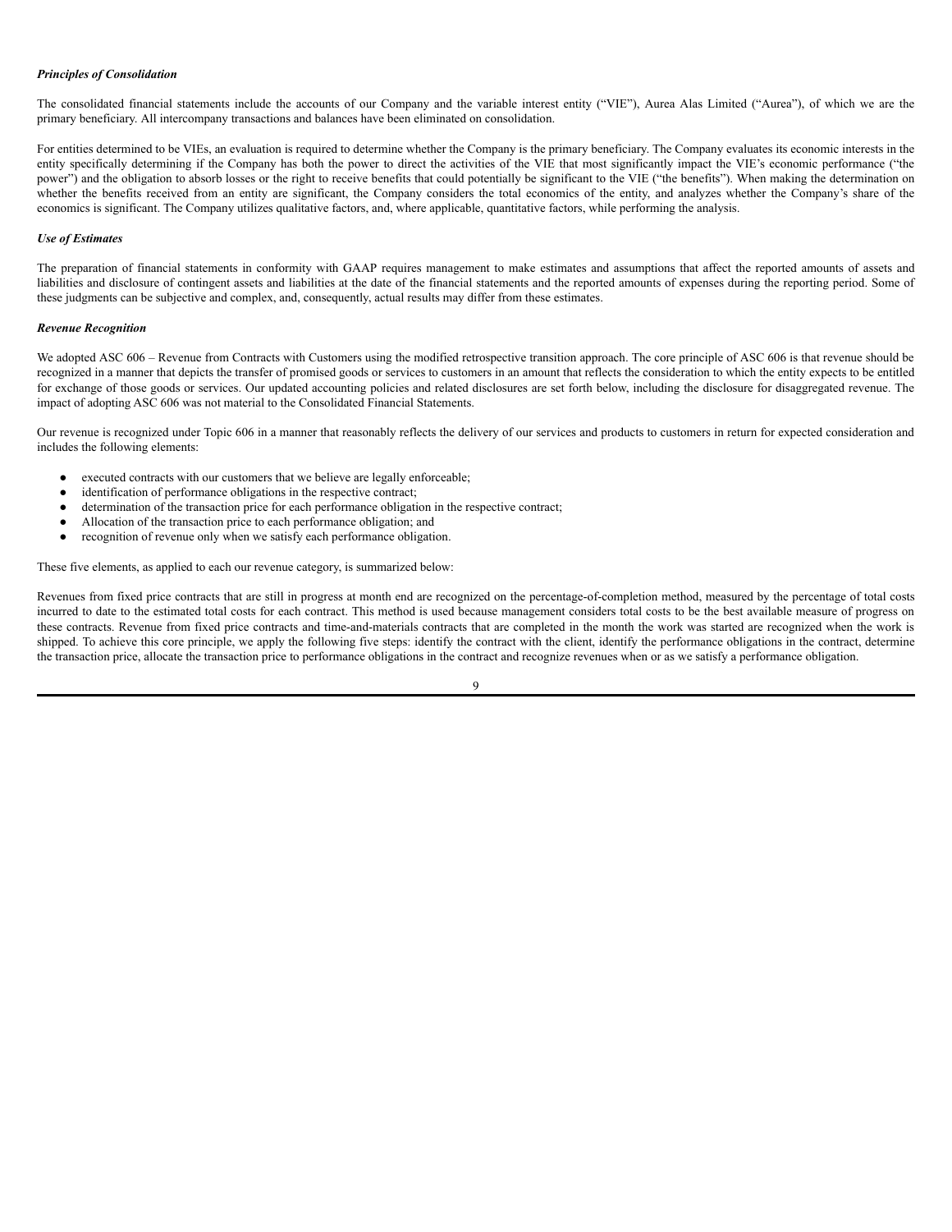***Principles of Consolidation***

The consolidated financial statements include the accounts of our Company and the variable interest entity ("VIE"), Aurea Alas Limited ("Aurea"), of which we are the primary beneficiary. All intercompany transactions and balances have been eliminated on consolidation.

For entities determined to be VIEs, an evaluation is required to determine whether the Company is the primary beneficiary. The Company evaluates its economic interests in the entity specifically determining if the Company has both the power to direct the activities of the VIE that most significantly impact the VIE's economic performance ("the power") and the obligation to absorb losses or the right to receive benefits that could potentially be significant to the VIE ("the benefits"). When making the determination on whether the benefits received from an entity are significant, the Company considers the total economics of the entity, and analyzes whether the Company's share of the economics is significant. The Company utilizes qualitative factors, and, where applicable, quantitative factors, while performing the analysis.

***Use of Estimates***

The preparation of financial statements in conformity with GAAP requires management to make estimates and assumptions that affect the reported amounts of assets and liabilities and disclosure of contingent assets and liabilities at the date of the financial statements and the reported amounts of expenses during the reporting period. Some of these judgments can be subjective and complex, and, consequently, actual results may differ from these estimates.

***Revenue Recognition***

We adopted ASC 606 – Revenue from Contracts with Customers using the modified retrospective transition approach. The core principle of ASC 606 is that revenue should be recognized in a manner that depicts the transfer of promised goods or services to customers in an amount that reflects the consideration to which the entity expects to be entitled for exchange of those goods or services. Our updated accounting policies and related disclosures are set forth below, including the disclosure for disaggregated revenue. The impact of adopting ASC 606 was not material to the Consolidated Financial Statements.

Our revenue is recognized under Topic 606 in a manner that reasonably reflects the delivery of our services and products to customers in return for expected consideration and includes the following elements:

- executed contracts with our customers that we believe are legally enforceable;
- identification of performance obligations in the respective contract;
- determination of the transaction price for each performance obligation in the respective contract;
- Allocation of the transaction price to each performance obligation; and
- recognition of revenue only when we satisfy each performance obligation.

These five elements, as applied to each our revenue category, is summarized below:

Revenues from fixed price contracts that are still in progress at month end are recognized on the percentage-of-completion method, measured by the percentage of total costs incurred to date to the estimated total costs for each contract. This method is used because management considers total costs to be the best available measure of progress on these contracts. Revenue from fixed price contracts and time-and-materials contracts that are completed in the month the work was started are recognized when the work is shipped. To achieve this core principle, we apply the following five steps: identify the contract with the client, identify the performance obligations in the contract, determine the transaction price, allocate the transaction price to performance obligations in the contract and recognize revenues when or as we satisfy a performance obligation.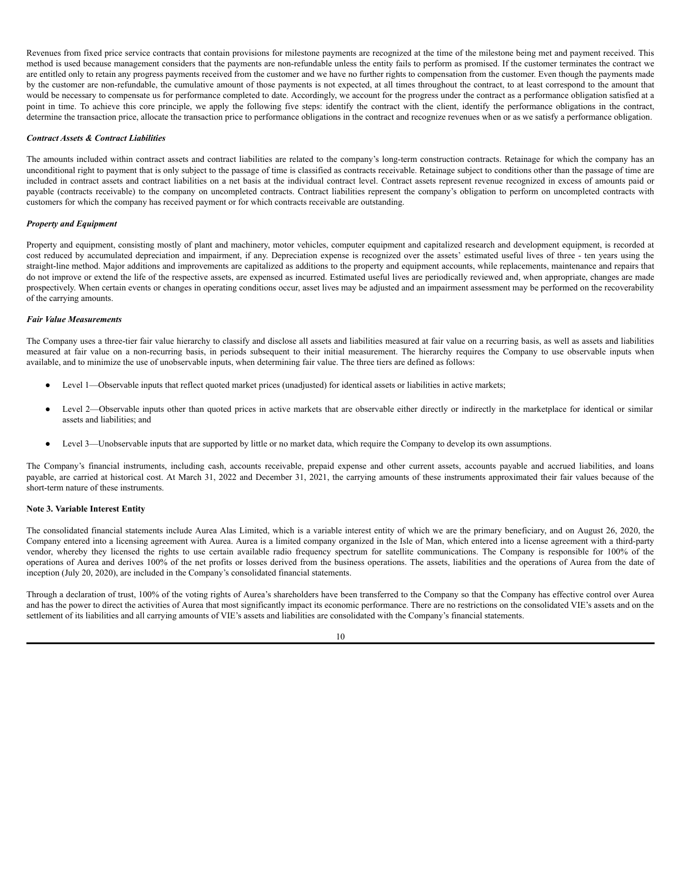Revenues from fixed price service contracts that contain provisions for milestone payments are recognized at the time of the milestone being met and payment received. This method is used because management considers that the payments are non-refundable unless the entity fails to perform as promised. If the customer terminates the contract we are entitled only to retain any progress payments received from the customer and we have no further rights to compensation from the customer. Even though the payments made by the customer are non-refundable, the cumulative amount of those payments is not expected, at all times throughout the contract, to at least correspond to the amount that would be necessary to compensate us for performance completed to date. Accordingly, we account for the progress under the contract as a performance obligation satisfied at a point in time. To achieve this core principle, we apply the following five steps: identify the contract with the client, identify the performance obligations in the contract, determine the transaction price, allocate the transaction price to performance obligations in the contract and recognize revenues when or as we satisfy a performance obligation.

***Contract Assets & Contract Liabilities***

The amounts included within contract assets and contract liabilities are related to the company's long-term construction contracts. Retainage for which the company has an unconditional right to payment that is only subject to the passage of time is classified as contracts receivable. Retainage subject to conditions other than the passage of time are included in contract assets and contract liabilities on a net basis at the individual contract level. Contract assets represent revenue recognized in excess of amounts paid or payable (contracts receivable) to the company on uncompleted contracts. Contract liabilities represent the company's obligation to perform on uncompleted contracts with customers for which the company has received payment or for which contracts receivable are outstanding.

***Property and Equipment***

Property and equipment, consisting mostly of plant and machinery, motor vehicles, computer equipment and capitalized research and development equipment, is recorded at cost reduced by accumulated depreciation and impairment, if any. Depreciation expense is recognized over the assets' estimated useful lives of three - ten years using the straight-line method. Major additions and improvements are capitalized as additions to the property and equipment accounts, while replacements, maintenance and repairs that do not improve or extend the life of the respective assets, are expensed as incurred. Estimated useful lives are periodically reviewed and, when appropriate, changes are made prospectively. When certain events or changes in operating conditions occur, asset lives may be adjusted and an impairment assessment may be performed on the recoverability of the carrying amounts.

***Fair Value Measurements***

The Company uses a three-tier fair value hierarchy to classify and disclose all assets and liabilities measured at fair value on a recurring basis, as well as assets and liabilities measured at fair value on a non-recurring basis, in periods subsequent to their initial measurement. The hierarchy requires the Company to use observable inputs when available, and to minimize the use of unobservable inputs, when determining fair value. The three tiers are defined as follows:

- Level 1—Observable inputs that reflect quoted market prices (unadjusted) for identical assets or liabilities in active markets;
- Level 2—Observable inputs other than quoted prices in active markets that are observable either directly or indirectly in the marketplace for identical or similar assets and liabilities; and
- Level 3—Unobservable inputs that are supported by little or no market data, which require the Company to develop its own assumptions.

The Company's financial instruments, including cash, accounts receivable, prepaid expense and other current assets, accounts payable and accrued liabilities, and loans payable, are carried at historical cost. At March 31, 2022 and December 31, 2021, the carrying amounts of these instruments approximated their fair values because of the short-term nature of these instruments.

**Note 3. Variable Interest Entity**

The consolidated financial statements include Aurea Alas Limited, which is a variable interest entity of which we are the primary beneficiary, and on August 26, 2020, the Company entered into a licensing agreement with Aurea. Aurea is a limited company organized in the Isle of Man, which entered into a license agreement with a third-party vendor, whereby they licensed the rights to use certain available radio frequency spectrum for satellite communications. The Company is responsible for 100% of the operations of Aurea and derives 100% of the net profits or losses derived from the business operations. The assets, liabilities and the operations of Aurea from the date of inception (July 20, 2020), are included in the Company's consolidated financial statements.

Through a declaration of trust, 100% of the voting rights of Aurea's shareholders have been transferred to the Company so that the Company has effective control over Aurea and has the power to direct the activities of Aurea that most significantly impact its economic performance. There are no restrictions on the consolidated VIE's assets and on the settlement of its liabilities and all carrying amounts of VIE's assets and liabilities are consolidated with the Company's financial statements.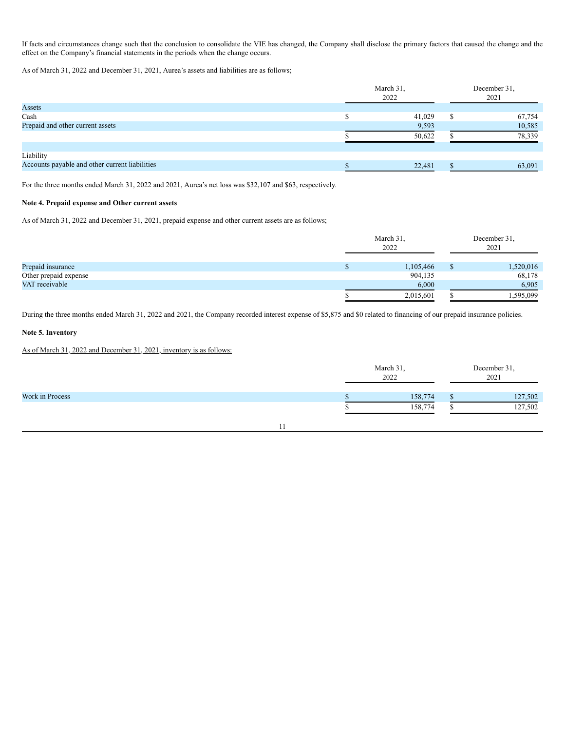If facts and circumstances change such that the conclusion to consolidate the VIE has changed, the Company shall disclose the primary factors that caused the change and the effect on the Company's financial statements in the periods when the change occurs.

As of March 31, 2022 and December 31, 2021, Aurea's assets and liabilities are as follows;

| | March 31, 2022 | December 31, 2021 |
|---|---|---|
| Assets | | |
| Cash | $ 41,029 | $ 67,754 |
| Prepaid and other current assets | 9,593 | 10,585 |
| | $ 50,622 | $ 78,339 |
| | | |
| Liability | | |
| Accounts payable and other current liabilities | $ 22,481 | $ 63,091 |

For the three months ended March 31, 2022 and 2021, Aurea's net loss was $32,107 and $63, respectively.

**Note 4. Prepaid expense and Other current assets**

As of March 31, 2022 and December 31, 2021, prepaid expense and other current assets are as follows;

| | March 31, 2022 | December 31, 2021 |
|---|---|---|
| Prepaid insurance | $ 1,105,466 | $ 1,520,016 |
| Other prepaid expense | 904,135 | 68,178 |
| VAT receivable | 6,000 | 6,905 |
| | $ 2,015,601 | $ 1,595,099 |

During the three months ended March 31, 2022 and 2021, the Company recorded interest expense of $5,875 and $0 related to financing of our prepaid insurance policies.

**Note 5. Inventory**

As of March 31, 2022 and December 31, 2021, inventory is as follows:

| | March 31, 2022 | December 31, 2021 |
|---|---|---|
| Work in Process | $ 158,774 | $ 127,502 |
| | $ 158,774 | $ 127,502 |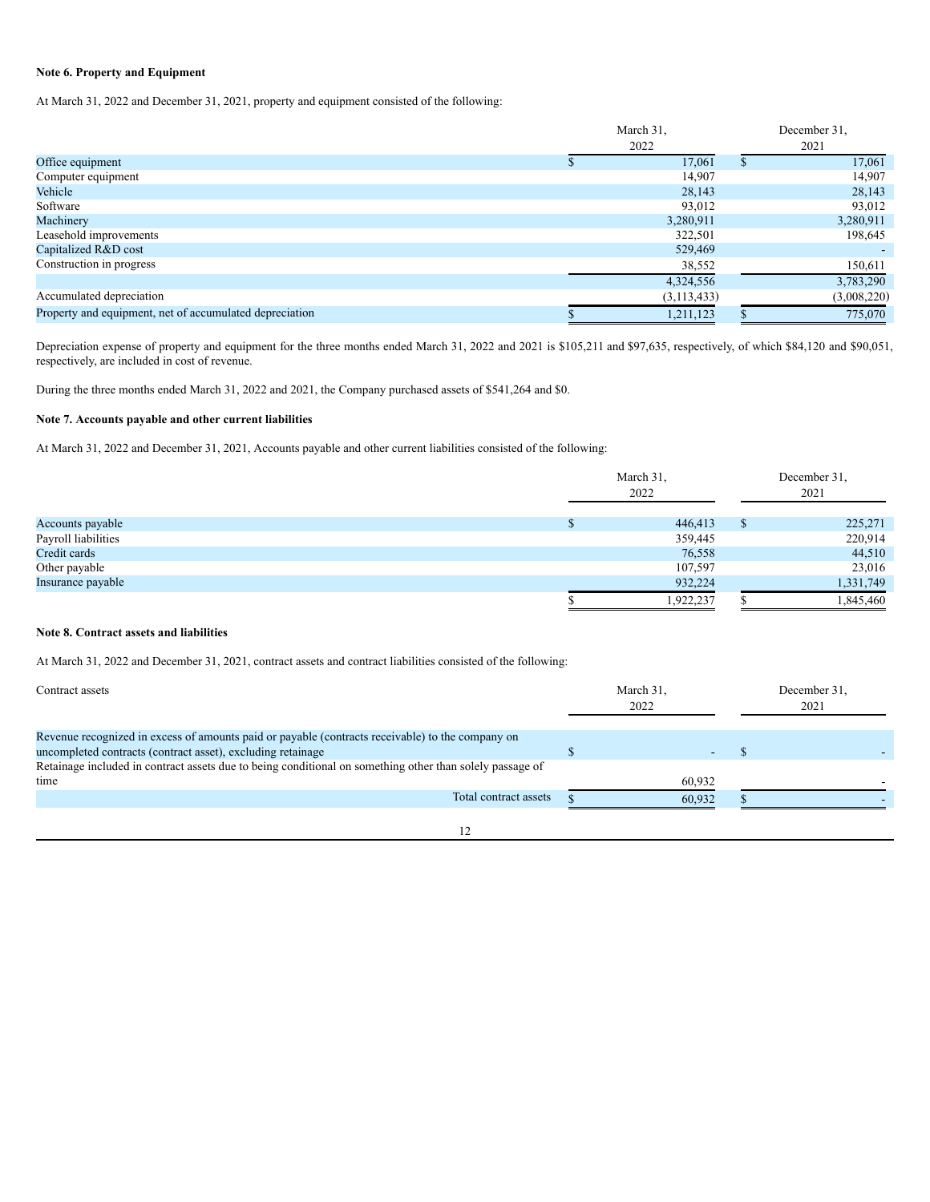**Note 6. Property and Equipment**

At March 31, 2022 and December 31, 2021, property and equipment consisted of the following:

| | March 31, 2022 | December 31, 2021 |
|---|---|---|
| Office equipment | $ 17,061 | $ 17,061 |
| Computer equipment | 14,907 | 14,907 |
| Vehicle | 28,143 | 28,143 |
| Software | 93,012 | 93,012 |
| Machinery | 3,280,911 | 3,280,911 |
| Leasehold improvements | 322,501 | 198,645 |
| Capitalized R&D cost | 529,469 | - |
| Construction in progress | 38,552 | 150,611 |
| | 4,324,556 | 3,783,290 |
| Accumulated depreciation | (3,113,433) | (3,008,220) |
| Property and equipment, net of accumulated depreciation | $ 1,211,123 | $ 775,070 |

Depreciation expense of property and equipment for the three months ended March 31, 2022 and 2021 is $105,211 and $97,635, respectively, of which $84,120 and $90,051, respectively, are included in cost of revenue.

During the three months ended March 31, 2022 and 2021, the Company purchased assets of $541,264 and $0.

**Note 7. Accounts payable and other current liabilities**

At March 31, 2022 and December 31, 2021, Accounts payable and other current liabilities consisted of the following:

| | March 31, 2022 | December 31, 2021 |
|---|---|---|
| Accounts payable | $ 446,413 | $ 225,271 |
| Payroll liabilities | 359,445 | 220,914 |
| Credit cards | 76,558 | 44,510 |
| Other payable | 107,597 | 23,016 |
| Insurance payable | 932,224 | 1,331,749 |
| | $ 1,922,237 | $ 1,845,460 |

**Note 8. Contract assets and liabilities**

At March 31, 2022 and December 31, 2021, contract assets and contract liabilities consisted of the following:

| Contract assets | March 31, 2022 | December 31, 2021 |
|---|---|---|
| Revenue recognized in excess of amounts paid or payable (contracts receivable) to the company on uncompleted contracts (contract asset), excluding retainage | $ - | $ - |
| Retainage included in contract assets due to being conditional on something other than solely passage of time | 60,932 | - |
| Total contract assets | $ 60,932 | $ - |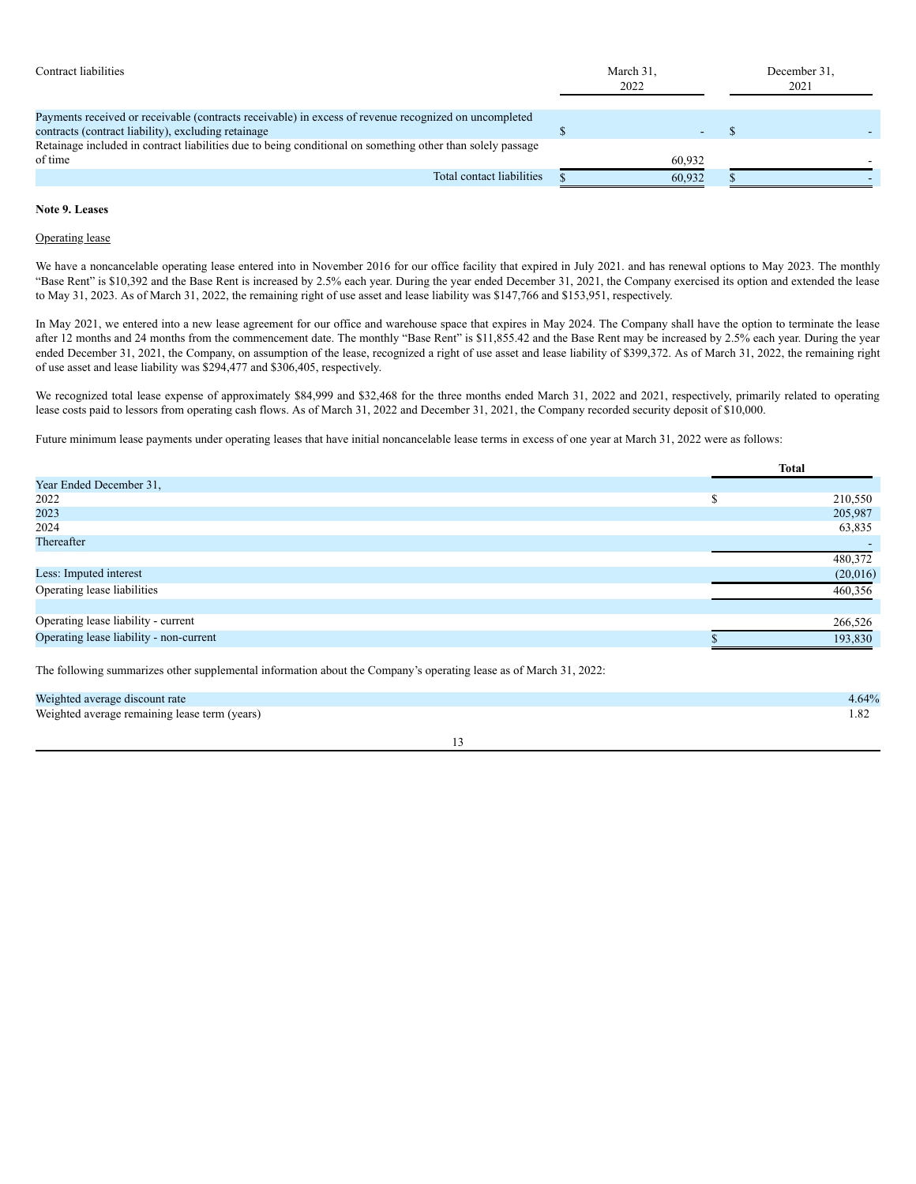| Contract liabilities | March 31, 2022 | December 31, 2021 |
|---|---|---|
| Payments received or receivable (contracts receivable) in excess of revenue recognized on uncompleted contracts (contract liability), excluding retainage | $ - | $ - |
| Retainage included in contract liabilities due to being conditional on something other than solely passage of time | 60,932 | - |
| Total contact liabilities | $ 60,932 | $ - |

**Note 9. Leases**

Operating lease

We have a noncancelable operating lease entered into in November 2016 for our office facility that expired in July 2021. and has renewal options to May 2023. The monthly "Base Rent" is $10,392 and the Base Rent is increased by 2.5% each year. During the year ended December 31, 2021, the Company exercised its option and extended the lease to May 31, 2023. As of March 31, 2022, the remaining right of use asset and lease liability was $147,766 and $153,951, respectively.

In May 2021, we entered into a new lease agreement for our office and warehouse space that expires in May 2024. The Company shall have the option to terminate the lease after 12 months and 24 months from the commencement date. The monthly "Base Rent" is $11,855.42 and the Base Rent may be increased by 2.5% each year. During the year ended December 31, 2021, the Company, on assumption of the lease, recognized a right of use asset and lease liability of $399,372. As of March 31, 2022, the remaining right of use asset and lease liability was $294,477 and $306,405, respectively.

We recognized total lease expense of approximately $84,999 and $32,468 for the three months ended March 31, 2022 and 2021, respectively, primarily related to operating lease costs paid to lessors from operating cash flows. As of March 31, 2022 and December 31, 2021, the Company recorded security deposit of $10,000.

Future minimum lease payments under operating leases that have initial noncancelable lease terms in excess of one year at March 31, 2022 were as follows:

| | **Total** |
|---|---|
| Year Ended December 31, | |
| 2022 | $ 210,550 |
| 2023 | 205,987 |
| 2024 | 63,835 |
| Thereafter | - |
| | 480,372 |
| Less: Imputed interest | (20,016) |
| Operating lease liabilities | 460,356 |
| | |
| Operating lease liability - current | 266,526 |
| Operating lease liability - non-current | $ 193,830 |

The following summarizes other supplemental information about the Company's operating lease as of March 31, 2022:

| | |
|---|---|
| Weighted average discount rate | 4.64% |
| Weighted average remaining lease term (years) | 1.82 |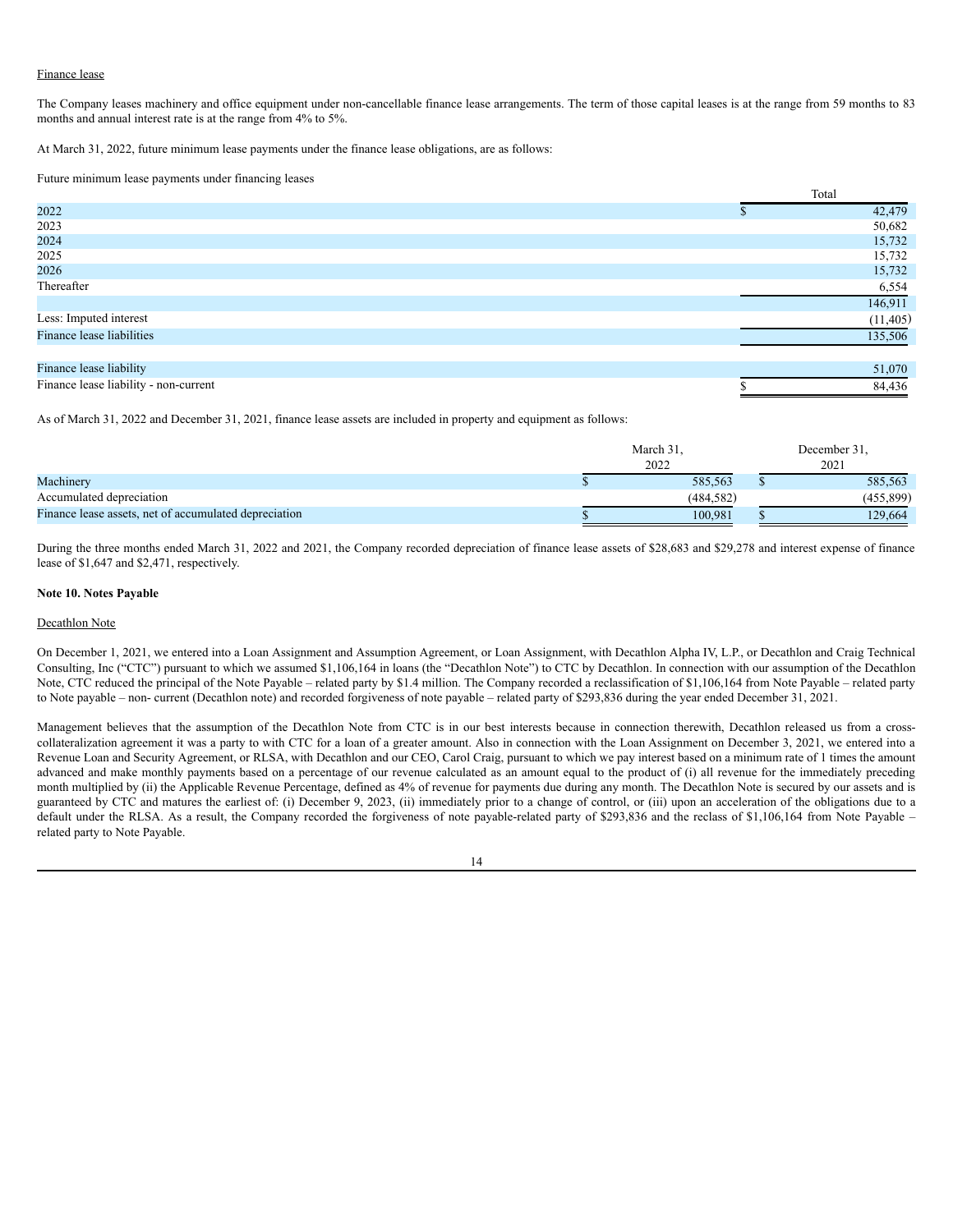Finance lease

The Company leases machinery and office equipment under non-cancellable finance lease arrangements. The term of those capital leases is at the range from 59 months to 83 months and annual interest rate is at the range from 4% to 5%.

At March 31, 2022, future minimum lease payments under the finance lease obligations, are as follows:

Future minimum lease payments under financing leases

| | Total |
|---|---|
| 2022 | $ 42,479 |
| 2023 | 50,682 |
| 2024 | 15,732 |
| 2025 | 15,732 |
| 2026 | 15,732 |
| Thereafter | 6,554 |
| | 146,911 |
| Less: Imputed interest | (11,405) |
| Finance lease liabilities | 135,506 |
| | |
| Finance lease liability | 51,070 |
| Finance lease liability - non-current | $ 84,436 |

As of March 31, 2022 and December 31, 2021, finance lease assets are included in property and equipment as follows:

| | March 31, 2022 | December 31, 2021 |
|---|---|---|
| Machinery | $ 585,563 | $ 585,563 |
| Accumulated depreciation | (484,582) | (455,899) |
| Finance lease assets, net of accumulated depreciation | $ 100,981 | $ 129,664 |

During the three months ended March 31, 2022 and 2021, the Company recorded depreciation of finance lease assets of $28,683 and $29,278 and interest expense of finance lease of $1,647 and $2,471, respectively.

**Note 10. Notes Payable**

Decathlon Note

On December 1, 2021, we entered into a Loan Assignment and Assumption Agreement, or Loan Assignment, with Decathlon Alpha IV, L.P., or Decathlon and Craig Technical Consulting, Inc ("CTC") pursuant to which we assumed $1,106,164 in loans (the "Decathlon Note") to CTC by Decathlon. In connection with our assumption of the Decathlon Note, CTC reduced the principal of the Note Payable – related party by $1.4 million. The Company recorded a reclassification of $1,106,164 from Note Payable – related party to Note payable – non- current (Decathlon note) and recorded forgiveness of note payable – related party of $293,836 during the year ended December 31, 2021.

Management believes that the assumption of the Decathlon Note from CTC is in our best interests because in connection therewith, Decathlon released us from a cross-collateralization agreement it was a party to with CTC for a loan of a greater amount. Also in connection with the Loan Assignment on December 3, 2021, we entered into a Revenue Loan and Security Agreement, or RLSA, with Decathlon and our CEO, Carol Craig, pursuant to which we pay interest based on a minimum rate of 1 times the amount advanced and make monthly payments based on a percentage of our revenue calculated as an amount equal to the product of (i) all revenue for the immediately preceding month multiplied by (ii) the Applicable Revenue Percentage, defined as 4% of revenue for payments due during any month. The Decathlon Note is secured by our assets and is guaranteed by CTC and matures the earliest of: (i) December 9, 2023, (ii) immediately prior to a change of control, or (iii) upon an acceleration of the obligations due to a default under the RLSA. As a result, the Company recorded the forgiveness of note payable-related party of $293,836 and the reclass of $1,106,164 from Note Payable – related party to Note Payable.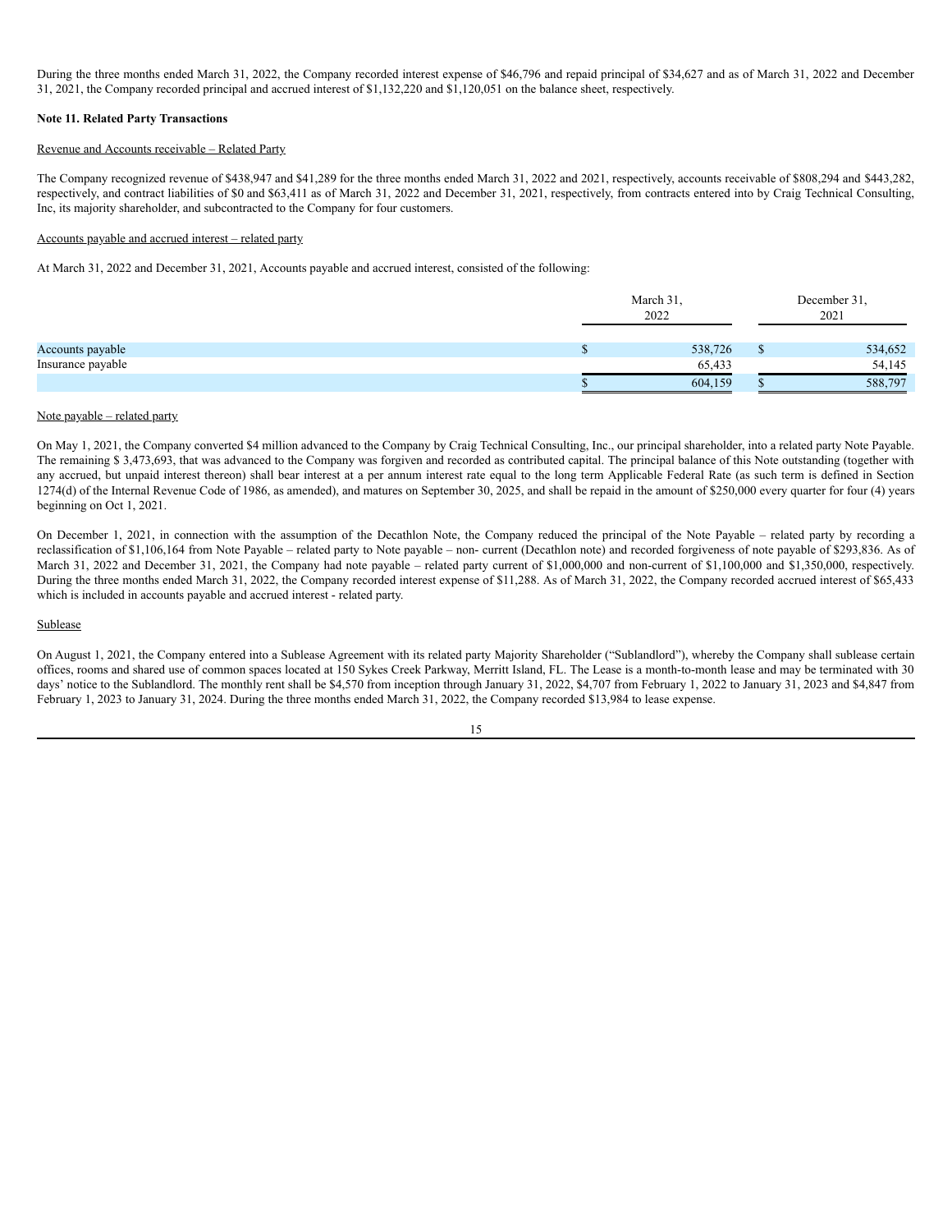During the three months ended March 31, 2022, the Company recorded interest expense of $46,796 and repaid principal of $34,627 and as of March 31, 2022 and December 31, 2021, the Company recorded principal and accrued interest of $1,132,220 and $1,120,051 on the balance sheet, respectively.

**Note 11. Related Party Transactions**

Revenue and Accounts receivable – Related Party

The Company recognized revenue of $438,947 and $41,289 for the three months ended March 31, 2022 and 2021, respectively, accounts receivable of $808,294 and $443,282, respectively, and contract liabilities of $0 and $63,411 as of March 31, 2022 and December 31, 2021, respectively, from contracts entered into by Craig Technical Consulting, Inc, its majority shareholder, and subcontracted to the Company for four customers.

Accounts payable and accrued interest – related party

At March 31, 2022 and December 31, 2021, Accounts payable and accrued interest, consisted of the following:

| | March 31, 2022 | December 31, 2021 |
|---|---|---|
| Accounts payable | $ 538,726 | $ 534,652 |
| Insurance payable | 65,433 | 54,145 |
| | $ 604,159 | $ 588,797 |

Note payable – related party

On May 1, 2021, the Company converted $4 million advanced to the Company by Craig Technical Consulting, Inc., our principal shareholder, into a related party Note Payable. The remaining $ 3,473,693, that was advanced to the Company was forgiven and recorded as contributed capital. The principal balance of this Note outstanding (together with any accrued, but unpaid interest thereon) shall bear interest at a per annum interest rate equal to the long term Applicable Federal Rate (as such term is defined in Section 1274(d) of the Internal Revenue Code of 1986, as amended), and matures on September 30, 2025, and shall be repaid in the amount of $250,000 every quarter for four (4) years beginning on Oct 1, 2021.

On December 1, 2021, in connection with the assumption of the Decathlon Note, the Company reduced the principal of the Note Payable – related party by recording a reclassification of $1,106,164 from Note Payable – related party to Note payable – non- current (Decathlon note) and recorded forgiveness of note payable of $293,836. As of March 31, 2022 and December 31, 2021, the Company had note payable – related party current of $1,000,000 and non-current of $1,100,000 and $1,350,000, respectively. During the three months ended March 31, 2022, the Company recorded interest expense of $11,288. As of March 31, 2022, the Company recorded accrued interest of $65,433 which is included in accounts payable and accrued interest - related party.

Sublease

On August 1, 2021, the Company entered into a Sublease Agreement with its related party Majority Shareholder ("Sublandlord"), whereby the Company shall sublease certain offices, rooms and shared use of common spaces located at 150 Sykes Creek Parkway, Merritt Island, FL. The Lease is a month-to-month lease and may be terminated with 30 days' notice to the Sublandlord. The monthly rent shall be $4,570 from inception through January 31, 2022, $4,707 from February 1, 2022 to January 31, 2023 and $4,847 from February 1, 2023 to January 31, 2024. During the three months ended March 31, 2022, the Company recorded $13,984 to lease expense.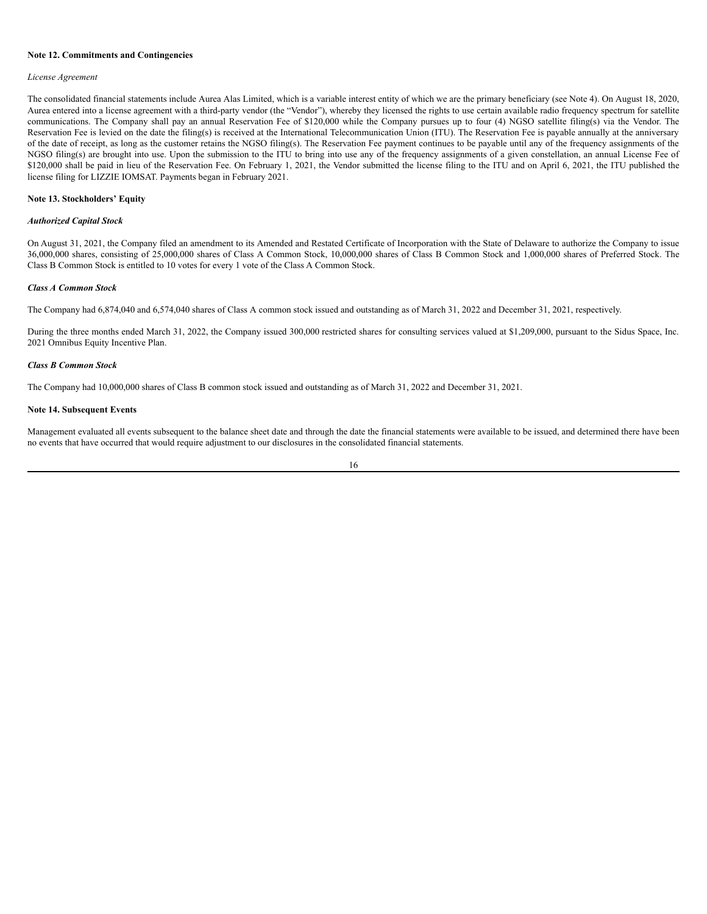**Note 12. Commitments and Contingencies**

*License Agreement*

The consolidated financial statements include Aurea Alas Limited, which is a variable interest entity of which we are the primary beneficiary (see Note 4). On August 18, 2020, Aurea entered into a license agreement with a third-party vendor (the "Vendor"), whereby they licensed the rights to use certain available radio frequency spectrum for satellite communications. The Company shall pay an annual Reservation Fee of $120,000 while the Company pursues up to four (4) NGSO satellite filing(s) via the Vendor. The Reservation Fee is levied on the date the filing(s) is received at the International Telecommunication Union (ITU). The Reservation Fee is payable annually at the anniversary of the date of receipt, as long as the customer retains the NGSO filing(s). The Reservation Fee payment continues to be payable until any of the frequency assignments of the NGSO filing(s) are brought into use. Upon the submission to the ITU to bring into use any of the frequency assignments of a given constellation, an annual License Fee of $120,000 shall be paid in lieu of the Reservation Fee. On February 1, 2021, the Vendor submitted the license filing to the ITU and on April 6, 2021, the ITU published the license filing for LIZZIE IOMSAT. Payments began in February 2021.

**Note 13. Stockholders' Equity**

***Authorized Capital Stock***

On August 31, 2021, the Company filed an amendment to its Amended and Restated Certificate of Incorporation with the State of Delaware to authorize the Company to issue 36,000,000 shares, consisting of 25,000,000 shares of Class A Common Stock, 10,000,000 shares of Class B Common Stock and 1,000,000 shares of Preferred Stock. The Class B Common Stock is entitled to 10 votes for every 1 vote of the Class A Common Stock.

***Class A Common Stock***

The Company had 6,874,040 and 6,574,040 shares of Class A common stock issued and outstanding as of March 31, 2022 and December 31, 2021, respectively.

During the three months ended March 31, 2022, the Company issued 300,000 restricted shares for consulting services valued at $1,209,000, pursuant to the Sidus Space, Inc. 2021 Omnibus Equity Incentive Plan.

***Class B Common Stock***

The Company had 10,000,000 shares of Class B common stock issued and outstanding as of March 31, 2022 and December 31, 2021.

**Note 14. Subsequent Events**

Management evaluated all events subsequent to the balance sheet date and through the date the financial statements were available to be issued, and determined there have been no events that have occurred that would require adjustment to our disclosures in the consolidated financial statements.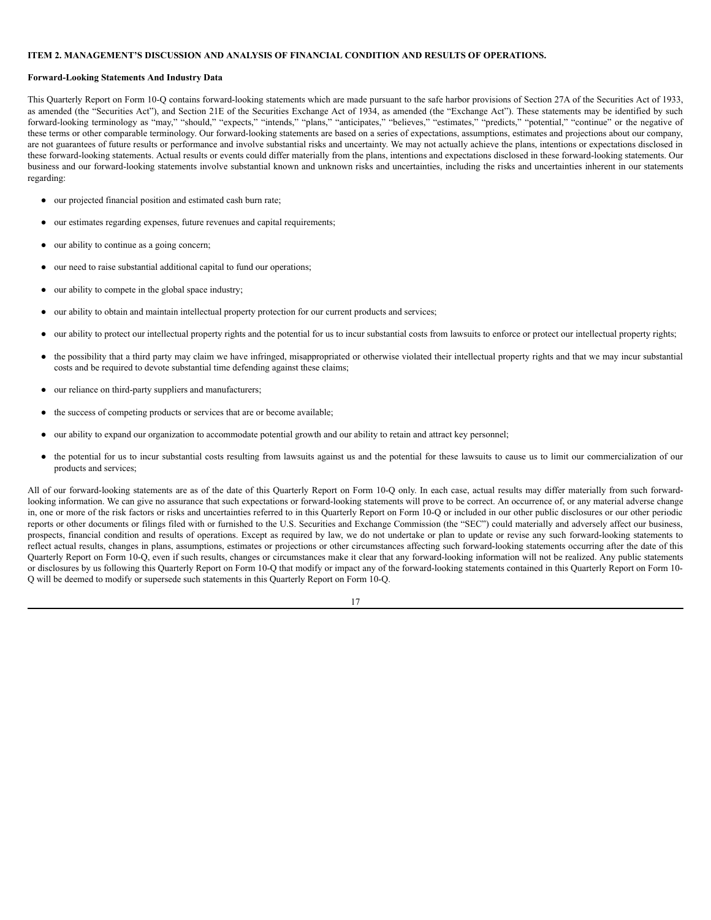## ITEM 2. MANAGEMENT'S DISCUSSION AND ANALYSIS OF FINANCIAL CONDITION AND RESULTS OF OPERATIONS.

### Forward-Looking Statements And Industry Data

This Quarterly Report on Form 10-Q contains forward-looking statements which are made pursuant to the safe harbor provisions of Section 27A of the Securities Act of 1933, as amended (the "Securities Act"), and Section 21E of the Securities Exchange Act of 1934, as amended (the "Exchange Act"). These statements may be identified by such forward-looking terminology as "may," "should," "expects," "intends," "plans," "anticipates," "believes," "estimates," "predicts," "potential," "continue" or the negative of these terms or other comparable terminology. Our forward-looking statements are based on a series of expectations, assumptions, estimates and projections about our company, are not guarantees of future results or performance and involve substantial risks and uncertainty. We may not actually achieve the plans, intentions or expectations disclosed in these forward-looking statements. Actual results or events could differ materially from the plans, intentions and expectations disclosed in these forward-looking statements. Our business and our forward-looking statements involve substantial known and unknown risks and uncertainties, including the risks and uncertainties inherent in our statements regarding:

- our projected financial position and estimated cash burn rate;
- our estimates regarding expenses, future revenues and capital requirements;
- our ability to continue as a going concern;
- our need to raise substantial additional capital to fund our operations;
- our ability to compete in the global space industry;
- our ability to obtain and maintain intellectual property protection for our current products and services;
- our ability to protect our intellectual property rights and the potential for us to incur substantial costs from lawsuits to enforce or protect our intellectual property rights;
- the possibility that a third party may claim we have infringed, misappropriated or otherwise violated their intellectual property rights and that we may incur substantial costs and be required to devote substantial time defending against these claims;
- our reliance on third-party suppliers and manufacturers;
- the success of competing products or services that are or become available;
- our ability to expand our organization to accommodate potential growth and our ability to retain and attract key personnel;
- the potential for us to incur substantial costs resulting from lawsuits against us and the potential for these lawsuits to cause us to limit our commercialization of our products and services;

All of our forward-looking statements are as of the date of this Quarterly Report on Form 10-Q only. In each case, actual results may differ materially from such forward-looking information. We can give no assurance that such expectations or forward-looking statements will prove to be correct. An occurrence of, or any material adverse change in, one or more of the risk factors or risks and uncertainties referred to in this Quarterly Report on Form 10-Q or included in our other public disclosures or our other periodic reports or other documents or filings filed with or furnished to the U.S. Securities and Exchange Commission (the "SEC") could materially and adversely affect our business, prospects, financial condition and results of operations. Except as required by law, we do not undertake or plan to update or revise any such forward-looking statements to reflect actual results, changes in plans, assumptions, estimates or projections or other circumstances affecting such forward-looking statements occurring after the date of this Quarterly Report on Form 10-Q, even if such results, changes or circumstances make it clear that any forward-looking information will not be realized. Any public statements or disclosures by us following this Quarterly Report on Form 10-Q that modify or impact any of the forward-looking statements contained in this Quarterly Report on Form 10-Q will be deemed to modify or supersede such statements in this Quarterly Report on Form 10-Q.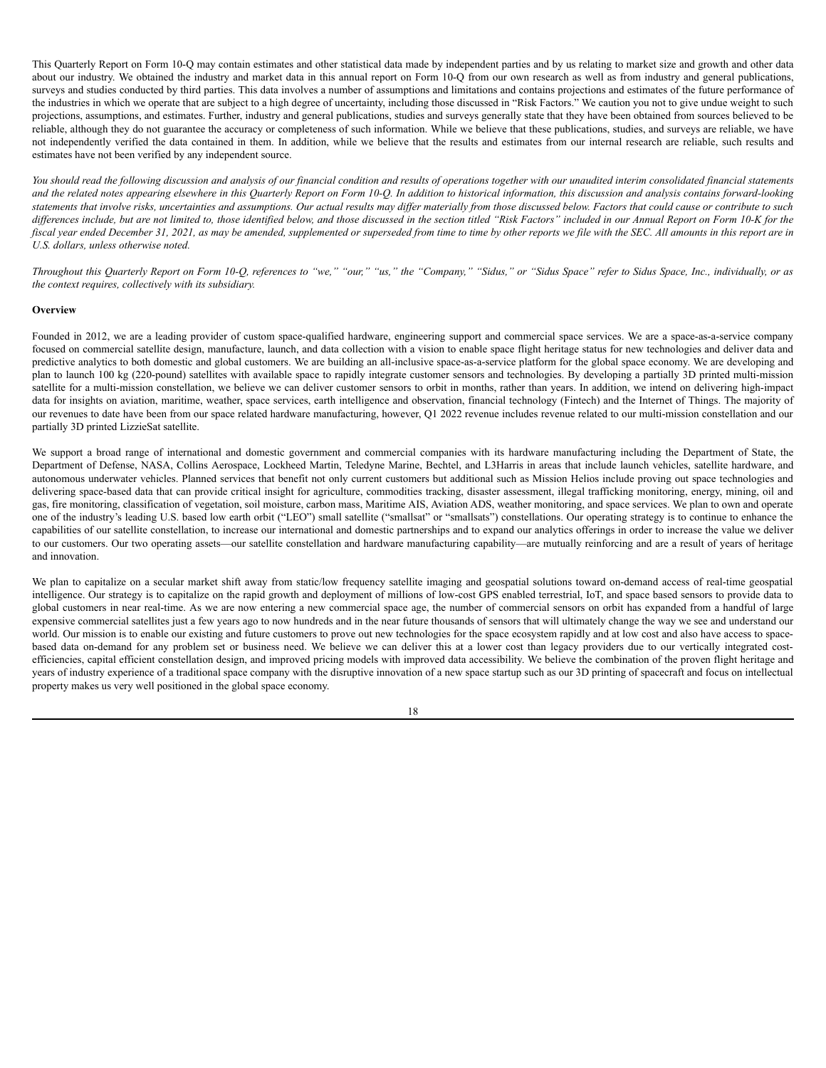This Quarterly Report on Form 10-Q may contain estimates and other statistical data made by independent parties and by us relating to market size and growth and other data about our industry. We obtained the industry and market data in this annual report on Form 10-Q from our own research as well as from industry and general publications, surveys and studies conducted by third parties. This data involves a number of assumptions and limitations and contains projections and estimates of the future performance of the industries in which we operate that are subject to a high degree of uncertainty, including those discussed in "Risk Factors." We caution you not to give undue weight to such projections, assumptions, and estimates. Further, industry and general publications, studies and surveys generally state that they have been obtained from sources believed to be reliable, although they do not guarantee the accuracy or completeness of such information. While we believe that these publications, studies, and surveys are reliable, we have not independently verified the data contained in them. In addition, while we believe that the results and estimates from our internal research are reliable, such results and estimates have not been verified by any independent source.

*You should read the following discussion and analysis of our financial condition and results of operations together with our unaudited interim consolidated financial statements and the related notes appearing elsewhere in this Quarterly Report on Form 10-Q. In addition to historical information, this discussion and analysis contains forward-looking statements that involve risks, uncertainties and assumptions. Our actual results may differ materially from those discussed below. Factors that could cause or contribute to such differences include, but are not limited to, those identified below, and those discussed in the section titled "Risk Factors" included in our Annual Report on Form 10-K for the fiscal year ended December 31, 2021, as may be amended, supplemented or superseded from time to time by other reports we file with the SEC. All amounts in this report are in U.S. dollars, unless otherwise noted.*

*Throughout this Quarterly Report on Form 10-Q, references to "we," "our," "us," the "Company," "Sidus," or "Sidus Space" refer to Sidus Space, Inc., individually, or as the context requires, collectively with its subsidiary.*

**Overview**

Founded in 2012, we are a leading provider of custom space-qualified hardware, engineering support and commercial space services. We are a space-as-a-service company focused on commercial satellite design, manufacture, launch, and data collection with a vision to enable space flight heritage status for new technologies and deliver data and predictive analytics to both domestic and global customers. We are building an all-inclusive space-as-a-service platform for the global space economy. We are developing and plan to launch 100 kg (220-pound) satellites with available space to rapidly integrate customer sensors and technologies. By developing a partially 3D printed multi-mission satellite for a multi-mission constellation, we believe we can deliver customer sensors to orbit in months, rather than years. In addition, we intend on delivering high-impact data for insights on aviation, maritime, weather, space services, earth intelligence and observation, financial technology (Fintech) and the Internet of Things. The majority of our revenues to date have been from our space related hardware manufacturing, however, Q1 2022 revenue includes revenue related to our multi-mission constellation and our partially 3D printed LizzieSat satellite.

We support a broad range of international and domestic government and commercial companies with its hardware manufacturing including the Department of State, the Department of Defense, NASA, Collins Aerospace, Lockheed Martin, Teledyne Marine, Bechtel, and L3Harris in areas that include launch vehicles, satellite hardware, and autonomous underwater vehicles. Planned services that benefit not only current customers but additional such as Mission Helios include proving out space technologies and delivering space-based data that can provide critical insight for agriculture, commodities tracking, disaster assessment, illegal trafficking monitoring, energy, mining, oil and gas, fire monitoring, classification of vegetation, soil moisture, carbon mass, Maritime AIS, Aviation ADS, weather monitoring, and space services. We plan to own and operate one of the industry's leading U.S. based low earth orbit ("LEO") small satellite ("smallsat" or "smallsats") constellations. Our operating strategy is to continue to enhance the capabilities of our satellite constellation, to increase our international and domestic partnerships and to expand our analytics offerings in order to increase the value we deliver to our customers. Our two operating assets—our satellite constellation and hardware manufacturing capability—are mutually reinforcing and are a result of years of heritage and innovation.

We plan to capitalize on a secular market shift away from static/low frequency satellite imaging and geospatial solutions toward on-demand access of real-time geospatial intelligence. Our strategy is to capitalize on the rapid growth and deployment of millions of low-cost GPS enabled terrestrial, IoT, and space based sensors to provide data to global customers in near real-time. As we are now entering a new commercial space age, the number of commercial sensors on orbit has expanded from a handful of large expensive commercial satellites just a few years ago to now hundreds and in the near future thousands of sensors that will ultimately change the way we see and understand our world. Our mission is to enable our existing and future customers to prove out new technologies for the space ecosystem rapidly and at low cost and also have access to space-based data on-demand for any problem set or business need. We believe we can deliver this at a lower cost than legacy providers due to our vertically integrated cost-efficiencies, capital efficient constellation design, and improved pricing models with improved data accessibility. We believe the combination of the proven flight heritage and years of industry experience of a traditional space company with the disruptive innovation of a new space startup such as our 3D printing of spacecraft and focus on intellectual property makes us very well positioned in the global space economy.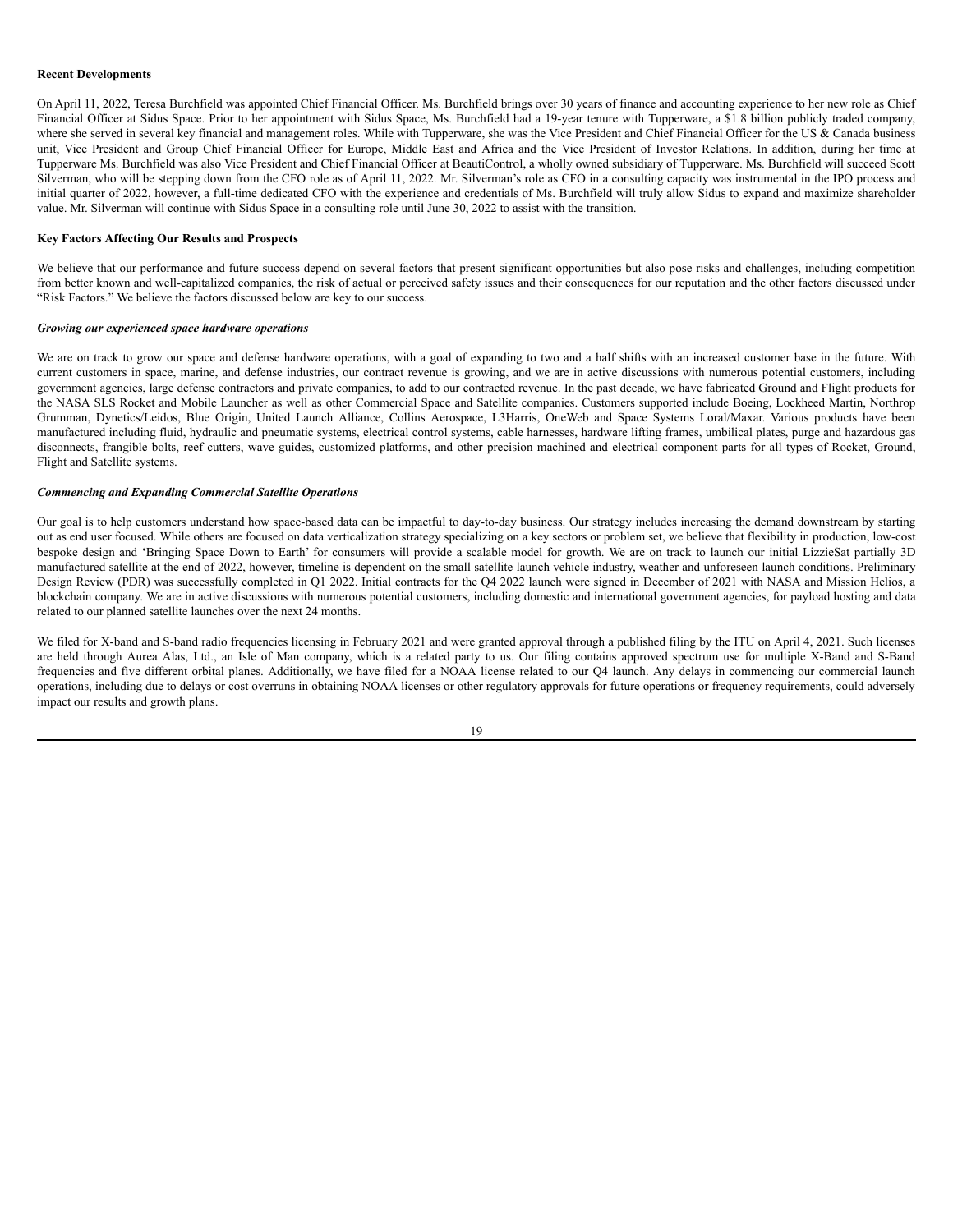**Recent Developments**

On April 11, 2022, Teresa Burchfield was appointed Chief Financial Officer. Ms. Burchfield brings over 30 years of finance and accounting experience to her new role as Chief Financial Officer at Sidus Space. Prior to her appointment with Sidus Space, Ms. Burchfield had a 19-year tenure with Tupperware, a $1.8 billion publicly traded company, where she served in several key financial and management roles. While with Tupperware, she was the Vice President and Chief Financial Officer for the US & Canada business unit, Vice President and Group Chief Financial Officer for Europe, Middle East and Africa and the Vice President of Investor Relations. In addition, during her time at Tupperware Ms. Burchfield was also Vice President and Chief Financial Officer at BeautiControl, a wholly owned subsidiary of Tupperware. Ms. Burchfield will succeed Scott Silverman, who will be stepping down from the CFO role as of April 11, 2022. Mr. Silverman's role as CFO in a consulting capacity was instrumental in the IPO process and initial quarter of 2022, however, a full-time dedicated CFO with the experience and credentials of Ms. Burchfield will truly allow Sidus to expand and maximize shareholder value. Mr. Silverman will continue with Sidus Space in a consulting role until June 30, 2022 to assist with the transition.

**Key Factors Affecting Our Results and Prospects**

We believe that our performance and future success depend on several factors that present significant opportunities but also pose risks and challenges, including competition from better known and well-capitalized companies, the risk of actual or perceived safety issues and their consequences for our reputation and the other factors discussed under "Risk Factors." We believe the factors discussed below are key to our success.

***Growing our experienced space hardware operations***

We are on track to grow our space and defense hardware operations, with a goal of expanding to two and a half shifts with an increased customer base in the future. With current customers in space, marine, and defense industries, our contract revenue is growing, and we are in active discussions with numerous potential customers, including government agencies, large defense contractors and private companies, to add to our contracted revenue. In the past decade, we have fabricated Ground and Flight products for the NASA SLS Rocket and Mobile Launcher as well as other Commercial Space and Satellite companies. Customers supported include Boeing, Lockheed Martin, Northrop Grumman, Dynetics/Leidos, Blue Origin, United Launch Alliance, Collins Aerospace, L3Harris, OneWeb and Space Systems Loral/Maxar. Various products have been manufactured including fluid, hydraulic and pneumatic systems, electrical control systems, cable harnesses, hardware lifting frames, umbilical plates, purge and hazardous gas disconnects, frangible bolts, reef cutters, wave guides, customized platforms, and other precision machined and electrical component parts for all types of Rocket, Ground, Flight and Satellite systems.

***Commencing and Expanding Commercial Satellite Operations***

Our goal is to help customers understand how space-based data can be impactful to day-to-day business. Our strategy includes increasing the demand downstream by starting out as end user focused. While others are focused on data verticalization strategy specializing on a key sectors or problem set, we believe that flexibility in production, low-cost bespoke design and 'Bringing Space Down to Earth' for consumers will provide a scalable model for growth. We are on track to launch our initial LizzieSat partially 3D manufactured satellite at the end of 2022, however, timeline is dependent on the small satellite launch vehicle industry, weather and unforeseen launch conditions. Preliminary Design Review (PDR) was successfully completed in Q1 2022. Initial contracts for the Q4 2022 launch were signed in December of 2021 with NASA and Mission Helios, a blockchain company. We are in active discussions with numerous potential customers, including domestic and international government agencies, for payload hosting and data related to our planned satellite launches over the next 24 months.

We filed for X-band and S-band radio frequencies licensing in February 2021 and were granted approval through a published filing by the ITU on April 4, 2021. Such licenses are held through Aurea Alas, Ltd., an Isle of Man company, which is a related party to us. Our filing contains approved spectrum use for multiple X-Band and S-Band frequencies and five different orbital planes. Additionally, we have filed for a NOAA license related to our Q4 launch. Any delays in commencing our commercial launch operations, including due to delays or cost overruns in obtaining NOAA licenses or other regulatory approvals for future operations or frequency requirements, could adversely impact our results and growth plans.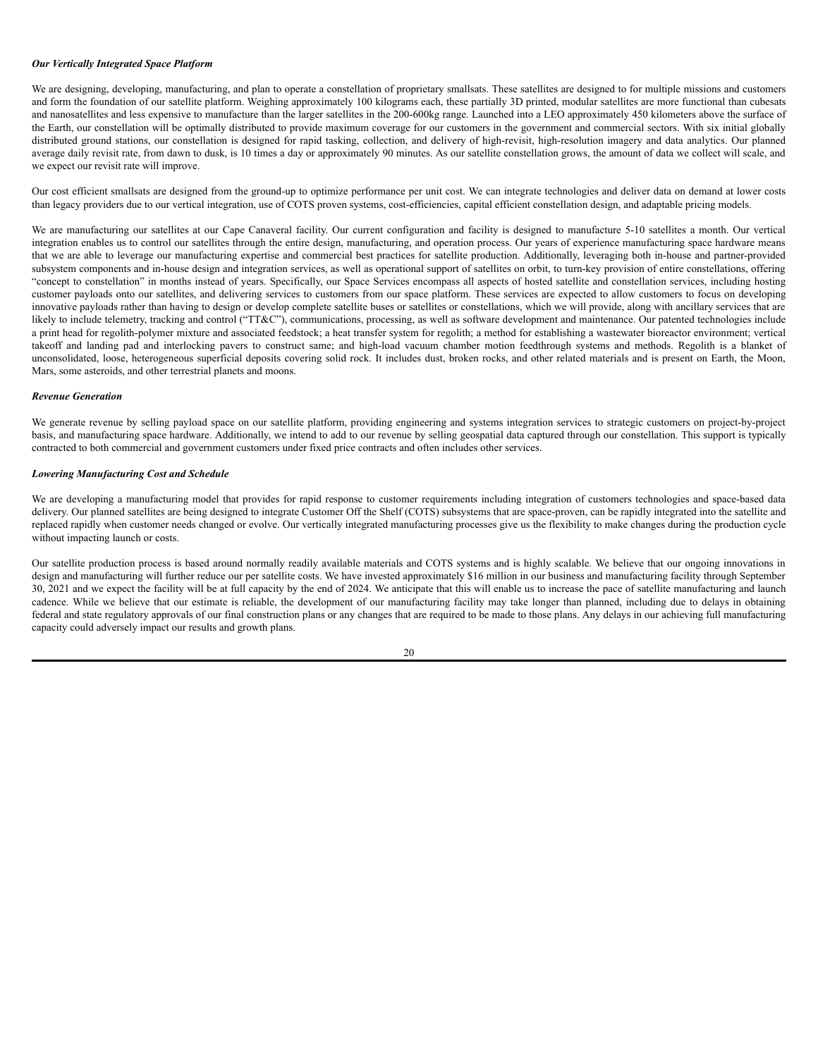***Our Vertically Integrated Space Platform***

We are designing, developing, manufacturing, and plan to operate a constellation of proprietary smallsats. These satellites are designed to for multiple missions and customers and form the foundation of our satellite platform. Weighing approximately 100 kilograms each, these partially 3D printed, modular satellites are more functional than cubesats and nanosatellites and less expensive to manufacture than the larger satellites in the 200-600kg range. Launched into a LEO approximately 450 kilometers above the surface of the Earth, our constellation will be optimally distributed to provide maximum coverage for our customers in the government and commercial sectors. With six initial globally distributed ground stations, our constellation is designed for rapid tasking, collection, and delivery of high-revisit, high-resolution imagery and data analytics. Our planned average daily revisit rate, from dawn to dusk, is 10 times a day or approximately 90 minutes. As our satellite constellation grows, the amount of data we collect will scale, and we expect our revisit rate will improve.

Our cost efficient smallsats are designed from the ground-up to optimize performance per unit cost. We can integrate technologies and deliver data on demand at lower costs than legacy providers due to our vertical integration, use of COTS proven systems, cost-efficiencies, capital efficient constellation design, and adaptable pricing models.

We are manufacturing our satellites at our Cape Canaveral facility. Our current configuration and facility is designed to manufacture 5-10 satellites a month. Our vertical integration enables us to control our satellites through the entire design, manufacturing, and operation process. Our years of experience manufacturing space hardware means that we are able to leverage our manufacturing expertise and commercial best practices for satellite production. Additionally, leveraging both in-house and partner-provided subsystem components and in-house design and integration services, as well as operational support of satellites on orbit, to turn-key provision of entire constellations, offering "concept to constellation" in months instead of years. Specifically, our Space Services encompass all aspects of hosted satellite and constellation services, including hosting customer payloads onto our satellites, and delivering services to customers from our space platform. These services are expected to allow customers to focus on developing innovative payloads rather than having to design or develop complete satellite buses or satellites or constellations, which we will provide, along with ancillary services that are likely to include telemetry, tracking and control ("TT&C"), communications, processing, as well as software development and maintenance. Our patented technologies include a print head for regolith-polymer mixture and associated feedstock; a heat transfer system for regolith; a method for establishing a wastewater bioreactor environment; vertical takeoff and landing pad and interlocking pavers to construct same; and high-load vacuum chamber motion feedthrough systems and methods. Regolith is a blanket of unconsolidated, loose, heterogeneous superficial deposits covering solid rock. It includes dust, broken rocks, and other related materials and is present on Earth, the Moon, Mars, some asteroids, and other terrestrial planets and moons.

***Revenue Generation***

We generate revenue by selling payload space on our satellite platform, providing engineering and systems integration services to strategic customers on project-by-project basis, and manufacturing space hardware. Additionally, we intend to add to our revenue by selling geospatial data captured through our constellation. This support is typically contracted to both commercial and government customers under fixed price contracts and often includes other services.

***Lowering Manufacturing Cost and Schedule***

We are developing a manufacturing model that provides for rapid response to customer requirements including integration of customers technologies and space-based data delivery. Our planned satellites are being designed to integrate Customer Off the Shelf (COTS) subsystems that are space-proven, can be rapidly integrated into the satellite and replaced rapidly when customer needs changed or evolve. Our vertically integrated manufacturing processes give us the flexibility to make changes during the production cycle without impacting launch or costs.

Our satellite production process is based around normally readily available materials and COTS systems and is highly scalable. We believe that our ongoing innovations in design and manufacturing will further reduce our per satellite costs. We have invested approximately $16 million in our business and manufacturing facility through September 30, 2021 and we expect the facility will be at full capacity by the end of 2024. We anticipate that this will enable us to increase the pace of satellite manufacturing and launch cadence. While we believe that our estimate is reliable, the development of our manufacturing facility may take longer than planned, including due to delays in obtaining federal and state regulatory approvals of our final construction plans or any changes that are required to be made to those plans. Any delays in our achieving full manufacturing capacity could adversely impact our results and growth plans.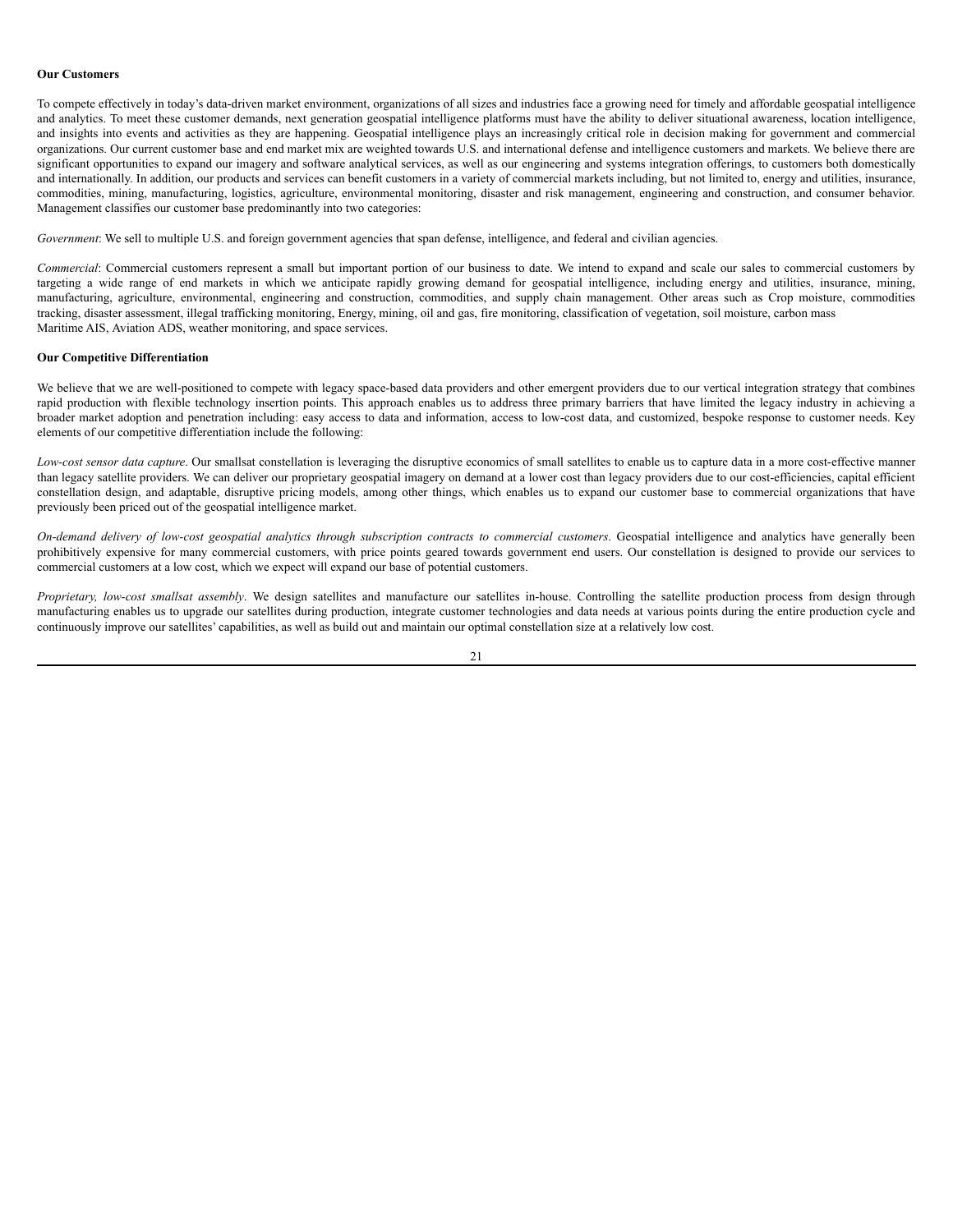**Our Customers**

To compete effectively in today's data-driven market environment, organizations of all sizes and industries face a growing need for timely and affordable geospatial intelligence and analytics. To meet these customer demands, next generation geospatial intelligence platforms must have the ability to deliver situational awareness, location intelligence, and insights into events and activities as they are happening. Geospatial intelligence plays an increasingly critical role in decision making for government and commercial organizations. Our current customer base and end market mix are weighted towards U.S. and international defense and intelligence customers and markets. We believe there are significant opportunities to expand our imagery and software analytical services, as well as our engineering and systems integration offerings, to customers both domestically and internationally. In addition, our products and services can benefit customers in a variety of commercial markets including, but not limited to, energy and utilities, insurance, commodities, mining, manufacturing, logistics, agriculture, environmental monitoring, disaster and risk management, engineering and construction, and consumer behavior. Management classifies our customer base predominantly into two categories:

*Government*: We sell to multiple U.S. and foreign government agencies that span defense, intelligence, and federal and civilian agencies.

*Commercial*: Commercial customers represent a small but important portion of our business to date. We intend to expand and scale our sales to commercial customers by targeting a wide range of end markets in which we anticipate rapidly growing demand for geospatial intelligence, including energy and utilities, insurance, mining, manufacturing, agriculture, environmental, engineering and construction, commodities, and supply chain management. Other areas such as Crop moisture, commodities tracking, disaster assessment, illegal trafficking monitoring, Energy, mining, oil and gas, fire monitoring, classification of vegetation, soil moisture, carbon mass Maritime AIS, Aviation ADS, weather monitoring, and space services.

**Our Competitive Differentiation**

We believe that we are well-positioned to compete with legacy space-based data providers and other emergent providers due to our vertical integration strategy that combines rapid production with flexible technology insertion points. This approach enables us to address three primary barriers that have limited the legacy industry in achieving a broader market adoption and penetration including: easy access to data and information, access to low-cost data, and customized, bespoke response to customer needs. Key elements of our competitive differentiation include the following:

*Low-cost sensor data capture*. Our smallsat constellation is leveraging the disruptive economics of small satellites to enable us to capture data in a more cost-effective manner than legacy satellite providers. We can deliver our proprietary geospatial imagery on demand at a lower cost than legacy providers due to our cost-efficiencies, capital efficient constellation design, and adaptable, disruptive pricing models, among other things, which enables us to expand our customer base to commercial organizations that have previously been priced out of the geospatial intelligence market.

*On-demand delivery of low-cost geospatial analytics through subscription contracts to commercial customers*. Geospatial intelligence and analytics have generally been prohibitively expensive for many commercial customers, with price points geared towards government end users. Our constellation is designed to provide our services to commercial customers at a low cost, which we expect will expand our base of potential customers.

*Proprietary, low-cost smallsat assembly*. We design satellites and manufacture our satellites in-house. Controlling the satellite production process from design through manufacturing enables us to upgrade our satellites during production, integrate customer technologies and data needs at various points during the entire production cycle and continuously improve our satellites' capabilities, as well as build out and maintain our optimal constellation size at a relatively low cost.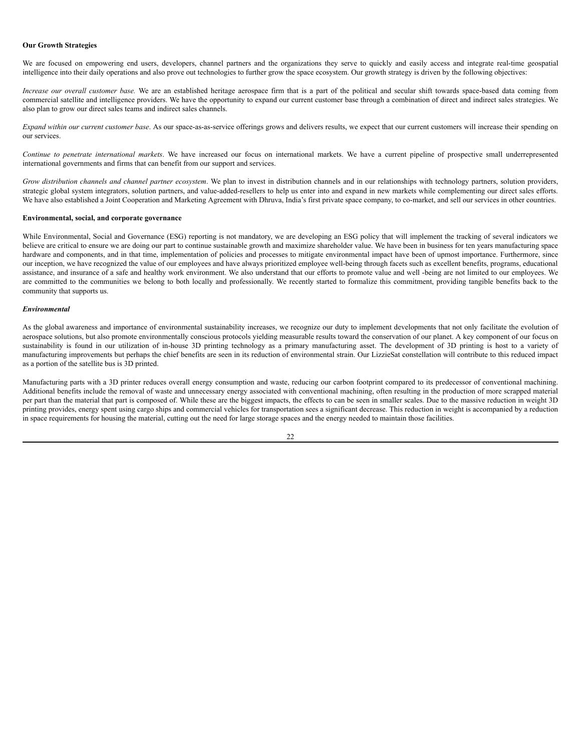**Our Growth Strategies**

We are focused on empowering end users, developers, channel partners and the organizations they serve to quickly and easily access and integrate real-time geospatial intelligence into their daily operations and also prove out technologies to further grow the space ecosystem. Our growth strategy is driven by the following objectives:

*Increase our overall customer base.* We are an established heritage aerospace firm that is a part of the political and secular shift towards space-based data coming from commercial satellite and intelligence providers. We have the opportunity to expand our current customer base through a combination of direct and indirect sales strategies. We also plan to grow our direct sales teams and indirect sales channels.

*Expand within our current customer base*. As our space-as-as-service offerings grows and delivers results, we expect that our current customers will increase their spending on our services.

*Continue to penetrate international markets*. We have increased our focus on international markets. We have a current pipeline of prospective small underrepresented international governments and firms that can benefit from our support and services.

*Grow distribution channels and channel partner ecosystem*. We plan to invest in distribution channels and in our relationships with technology partners, solution providers, strategic global system integrators, solution partners, and value-added-resellers to help us enter into and expand in new markets while complementing our direct sales efforts. We have also established a Joint Cooperation and Marketing Agreement with Dhruva, India's first private space company, to co-market, and sell our services in other countries.

**Environmental, social, and corporate governance**

While Environmental, Social and Governance (ESG) reporting is not mandatory, we are developing an ESG policy that will implement the tracking of several indicators we believe are critical to ensure we are doing our part to continue sustainable growth and maximize shareholder value. We have been in business for ten years manufacturing space hardware and components, and in that time, implementation of policies and processes to mitigate environmental impact have been of upmost importance. Furthermore, since our inception, we have recognized the value of our employees and have always prioritized employee well-being through facets such as excellent benefits, programs, educational assistance, and insurance of a safe and healthy work environment. We also understand that our efforts to promote value and well -being are not limited to our employees. We are committed to the communities we belong to both locally and professionally. We recently started to formalize this commitment, providing tangible benefits back to the community that supports us.

***Environmental***

As the global awareness and importance of environmental sustainability increases, we recognize our duty to implement developments that not only facilitate the evolution of aerospace solutions, but also promote environmentally conscious protocols yielding measurable results toward the conservation of our planet. A key component of our focus on sustainability is found in our utilization of in-house 3D printing technology as a primary manufacturing asset. The development of 3D printing is host to a variety of manufacturing improvements but perhaps the chief benefits are seen in its reduction of environmental strain. Our LizzieSat constellation will contribute to this reduced impact as a portion of the satellite bus is 3D printed.

Manufacturing parts with a 3D printer reduces overall energy consumption and waste, reducing our carbon footprint compared to its predecessor of conventional machining. Additional benefits include the removal of waste and unnecessary energy associated with conventional machining, often resulting in the production of more scrapped material per part than the material that part is composed of. While these are the biggest impacts, the effects to can be seen in smaller scales. Due to the massive reduction in weight 3D printing provides, energy spent using cargo ships and commercial vehicles for transportation sees a significant decrease. This reduction in weight is accompanied by a reduction in space requirements for housing the material, cutting out the need for large storage spaces and the energy needed to maintain those facilities.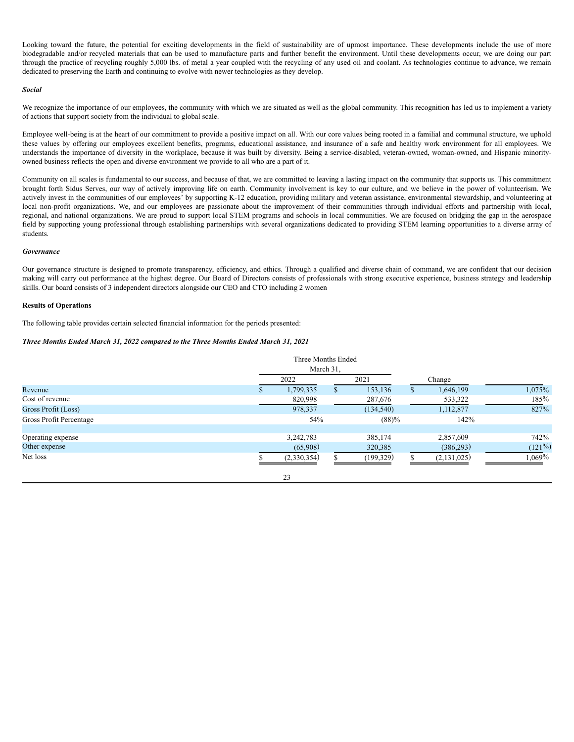Looking toward the future, the potential for exciting developments in the field of sustainability are of upmost importance. These developments include the use of more biodegradable and/or recycled materials that can be used to manufacture parts and further benefit the environment. Until these developments occur, we are doing our part through the practice of recycling roughly 5,000 lbs. of metal a year coupled with the recycling of any used oil and coolant. As technologies continue to advance, we remain dedicated to preserving the Earth and continuing to evolve with newer technologies as they develop.

***Social***

We recognize the importance of our employees, the community with which we are situated as well as the global community. This recognition has led us to implement a variety of actions that support society from the individual to global scale.

Employee well-being is at the heart of our commitment to provide a positive impact on all. With our core values being rooted in a familial and communal structure, we uphold these values by offering our employees excellent benefits, programs, educational assistance, and insurance of a safe and healthy work environment for all employees. We understands the importance of diversity in the workplace, because it was built by diversity. Being a service-disabled, veteran-owned, woman-owned, and Hispanic minority-owned business reflects the open and diverse environment we provide to all who are a part of it.

Community on all scales is fundamental to our success, and because of that, we are committed to leaving a lasting impact on the community that supports us. This commitment brought forth Sidus Serves, our way of actively improving life on earth. Community involvement is key to our culture, and we believe in the power of volunteerism. We actively invest in the communities of our employees' by supporting K-12 education, providing military and veteran assistance, environmental stewardship, and volunteering at local non-profit organizations. We, and our employees are passionate about the improvement of their communities through individual efforts and partnership with local, regional, and national organizations. We are proud to support local STEM programs and schools in local communities. We are focused on bridging the gap in the aerospace field by supporting young professional through establishing partnerships with several organizations dedicated to providing STEM learning opportunities to a diverse array of students.

***Governance***

Our governance structure is designed to promote transparency, efficiency, and ethics. Through a qualified and diverse chain of command, we are confident that our decision making will carry out performance at the highest degree. Our Board of Directors consists of professionals with strong executive experience, business strategy and leadership skills. Our board consists of 3 independent directors alongside our CEO and CTO including 2 women

**Results of Operations**

The following table provides certain selected financial information for the periods presented:

***Three Months Ended March 31, 2022 compared to the Three Months Ended March 31, 2021***

| | Three Months Ended March 31, | | | |
|---|---|---|---|---|
| | 2022 | 2021 | Change | |
| Revenue | $ 1,799,335 | $ 153,136 | $ 1,646,199 | 1,075% |
| Cost of revenue | 820,998 | 287,676 | 533,322 | 185% |
| Gross Profit (Loss) | 978,337 | (134,540) | 1,112,877 | 827% |
| Gross Profit Percentage | 54% | (88)% | 142% | |
| | | | | |
| Operating expense | 3,242,783 | 385,174 | 2,857,609 | 742% |
| Other expense | (65,908) | 320,385 | (386,293) | (121%) |
| Net loss | $ (2,330,354) | $ (199,329) | $ (2,131,025) | 1,069% |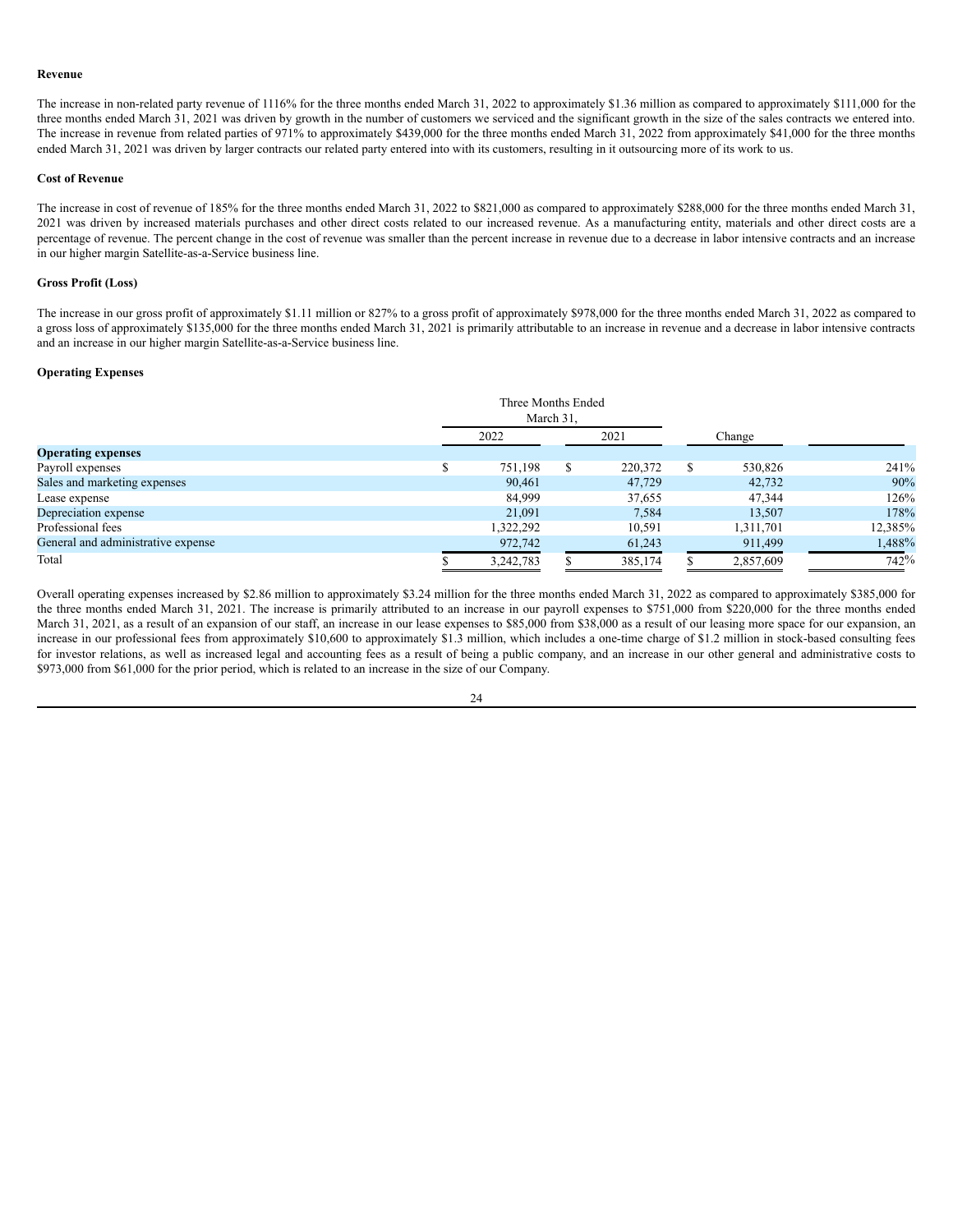**Revenue**

The increase in non-related party revenue of 1116% for the three months ended March 31, 2022 to approximately $1.36 million as compared to approximately $111,000 for the three months ended March 31, 2021 was driven by growth in the number of customers we serviced and the significant growth in the size of the sales contracts we entered into. The increase in revenue from related parties of 971% to approximately $439,000 for the three months ended March 31, 2022 from approximately $41,000 for the three months ended March 31, 2021 was driven by larger contracts our related party entered into with its customers, resulting in it outsourcing more of its work to us.

**Cost of Revenue**

The increase in cost of revenue of 185% for the three months ended March 31, 2022 to $821,000 as compared to approximately $288,000 for the three months ended March 31, 2021 was driven by increased materials purchases and other direct costs related to our increased revenue. As a manufacturing entity, materials and other direct costs are a percentage of revenue. The percent change in the cost of revenue was smaller than the percent increase in revenue due to a decrease in labor intensive contracts and an increase in our higher margin Satellite-as-a-Service business line.

**Gross Profit (Loss)**

The increase in our gross profit of approximately $1.11 million or 827% to a gross profit of approximately $978,000 for the three months ended March 31, 2022 as compared to a gross loss of approximately $135,000 for the three months ended March 31, 2021 is primarily attributable to an increase in revenue and a decrease in labor intensive contracts and an increase in our higher margin Satellite-as-a-Service business line.

**Operating Expenses**

| | Three Months Ended March 31, | | | |
|---|---|---|---|---|
| | 2022 | 2021 | Change | |
| **Operating expenses** | | | | |
| Payroll expenses | $ 751,198 | $ 220,372 | $ 530,826 | 241% |
| Sales and marketing expenses | 90,461 | 47,729 | 42,732 | 90% |
| Lease expense | 84,999 | 37,655 | 47,344 | 126% |
| Depreciation expense | 21,091 | 7,584 | 13,507 | 178% |
| Professional fees | 1,322,292 | 10,591 | 1,311,701 | 12,385% |
| General and administrative expense | 972,742 | 61,243 | 911,499 | 1,488% |
| Total | $ 3,242,783 | $ 385,174 | $ 2,857,609 | 742% |

Overall operating expenses increased by $2.86 million to approximately $3.24 million for the three months ended March 31, 2022 as compared to approximately $385,000 for the three months ended March 31, 2021. The increase is primarily attributed to an increase in our payroll expenses to $751,000 from $220,000 for the three months ended March 31, 2021, as a result of an expansion of our staff, an increase in our lease expenses to $85,000 from $38,000 as a result of our leasing more space for our expansion, an increase in our professional fees from approximately $10,600 to approximately $1.3 million, which includes a one-time charge of $1.2 million in stock-based consulting fees for investor relations, as well as increased legal and accounting fees as a result of being a public company, and an increase in our other general and administrative costs to $973,000 from $61,000 for the prior period, which is related to an increase in the size of our Company.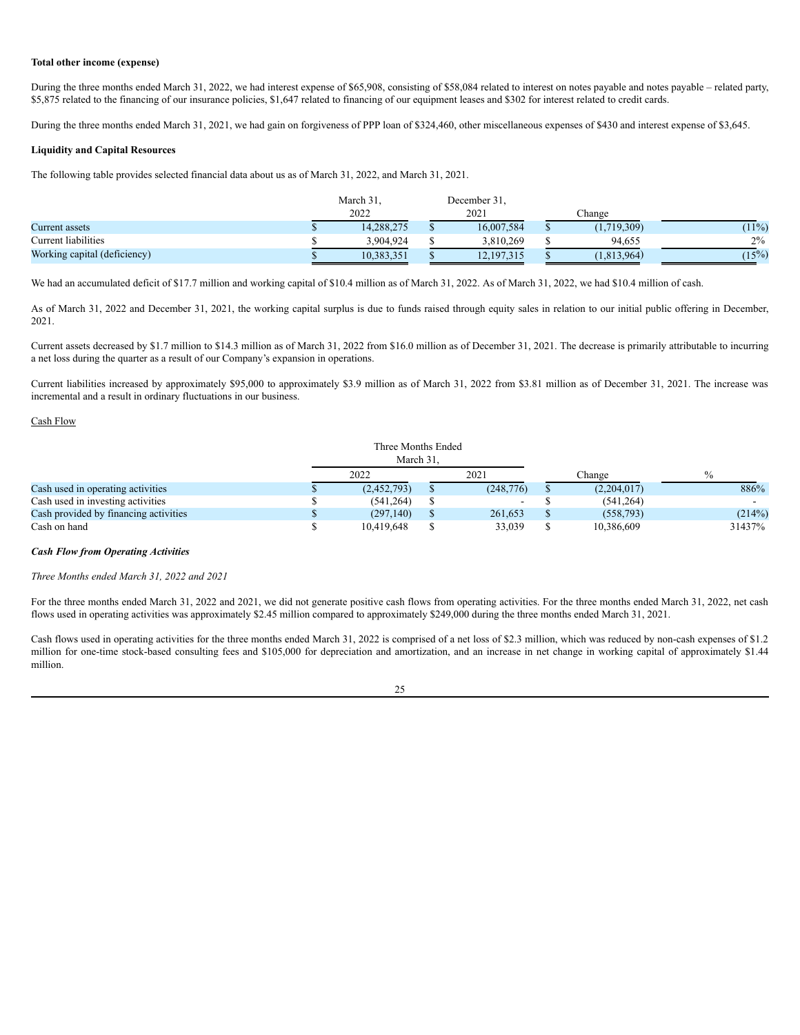**Total other income (expense)**

During the three months ended March 31, 2022, we had interest expense of $65,908, consisting of $58,084 related to interest on notes payable and notes payable – related party, $5,875 related to the financing of our insurance policies, $1,647 related to financing of our equipment leases and $302 for interest related to credit cards.

During the three months ended March 31, 2021, we had gain on forgiveness of PPP loan of $324,460, other miscellaneous expenses of $430 and interest expense of $3,645.

**Liquidity and Capital Resources**

The following table provides selected financial data about us as of March 31, 2022, and March 31, 2021.

| | March 31, 2022 | December 31, 2021 | Change | |
|---|---|---|---|---|
| Current assets | $ 14,288,275 | $ 16,007,584 | $ (1,719,309) | (11%) |
| Current liabilities | $ 3,904,924 | $ 3,810,269 | $ 94,655 | 2% |
| Working capital (deficiency) | $ 10,383,351 | $ 12,197,315 | $ (1,813,964) | (15%) |

We had an accumulated deficit of $17.7 million and working capital of $10.4 million as of March 31, 2022. As of March 31, 2022, we had $10.4 million of cash.

As of March 31, 2022 and December 31, 2021, the working capital surplus is due to funds raised through equity sales in relation to our initial public offering in December, 2021.

Current assets decreased by $1.7 million to $14.3 million as of March 31, 2022 from $16.0 million as of December 31, 2021. The decrease is primarily attributable to incurring a net loss during the quarter as a result of our Company's expansion in operations.

Current liabilities increased by approximately $95,000 to approximately $3.9 million as of March 31, 2022 from $3.81 million as of December 31, 2021. The increase was incremental and a result in ordinary fluctuations in our business.

Cash Flow

| | Three Months Ended March 31, | | | |
|---|---|---|---|---|
| | 2022 | 2021 | Change | % |
| Cash used in operating activities | $ (2,452,793) | $ (248,776) | $ (2,204,017) | 886% |
| Cash used in investing activities | $ (541,264) | $ - | $ (541,264) | - |
| Cash provided by financing activities | $ (297,140) | $ 261,653 | $ (558,793) | (214%) |
| Cash on hand | $ 10,419,648 | $ 33,039 | $ 10,386,609 | 31437% |

***Cash Flow from Operating Activities***

*Three Months ended March 31, 2022 and 2021*

For the three months ended March 31, 2022 and 2021, we did not generate positive cash flows from operating activities. For the three months ended March 31, 2022, net cash flows used in operating activities was approximately $2.45 million compared to approximately $249,000 during the three months ended March 31, 2021.

Cash flows used in operating activities for the three months ended March 31, 2022 is comprised of a net loss of $2.3 million, which was reduced by non-cash expenses of $1.2 million for one-time stock-based consulting fees and $105,000 for depreciation and amortization, and an increase in net change in working capital of approximately $1.44 million.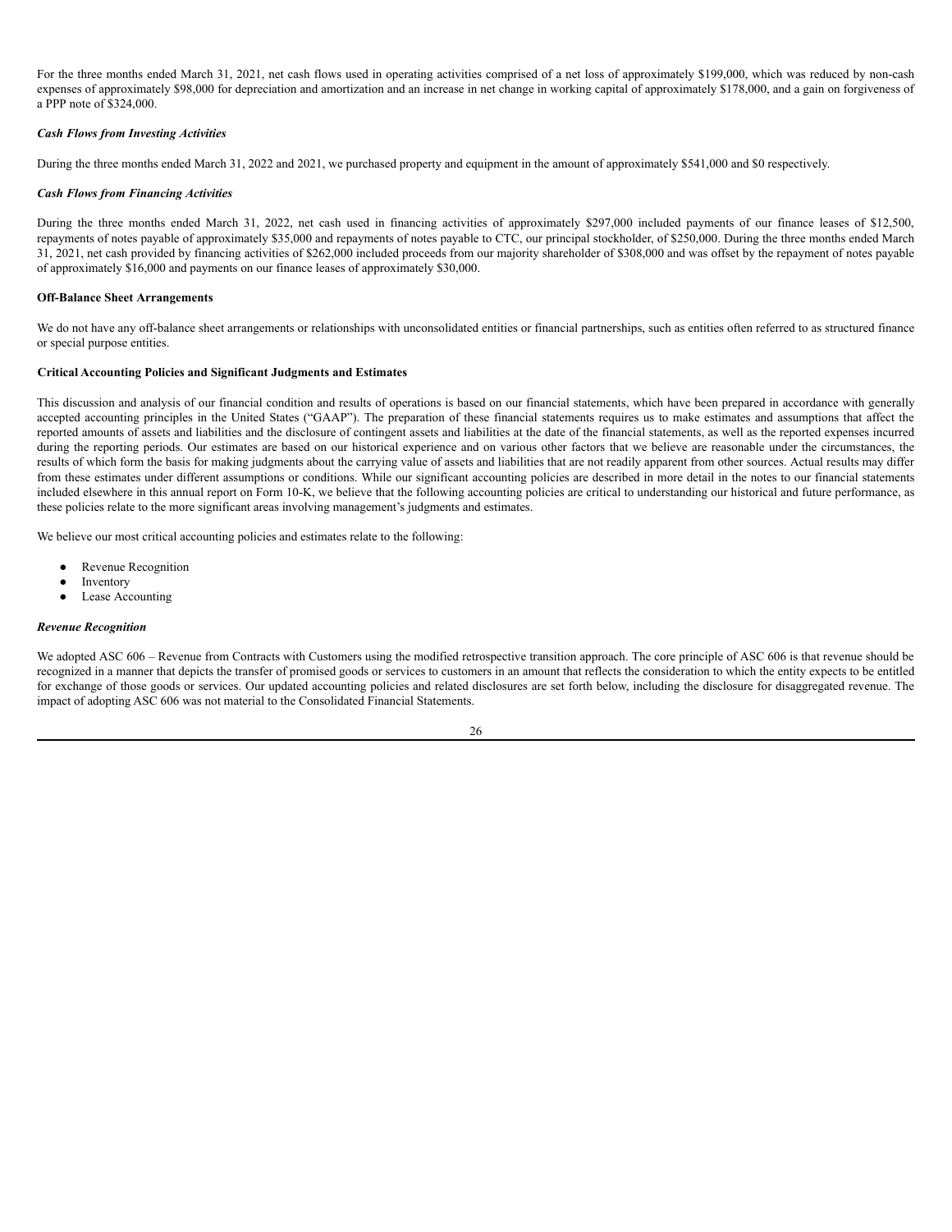For the three months ended March 31, 2021, net cash flows used in operating activities comprised of a net loss of approximately $199,000, which was reduced by non-cash expenses of approximately $98,000 for depreciation and amortization and an increase in net change in working capital of approximately $178,000, and a gain on forgiveness of a PPP note of $324,000.

***Cash Flows from Investing Activities***

During the three months ended March 31, 2022 and 2021, we purchased property and equipment in the amount of approximately $541,000 and $0 respectively.

***Cash Flows from Financing Activities***

During the three months ended March 31, 2022, net cash used in financing activities of approximately $297,000 included payments of our finance leases of $12,500, repayments of notes payable of approximately $35,000 and repayments of notes payable to CTC, our principal stockholder, of $250,000. During the three months ended March 31, 2021, net cash provided by financing activities of $262,000 included proceeds from our majority shareholder of $308,000 and was offset by the repayment of notes payable of approximately $16,000 and payments on our finance leases of approximately $30,000.

**Off-Balance Sheet Arrangements**

We do not have any off-balance sheet arrangements or relationships with unconsolidated entities or financial partnerships, such as entities often referred to as structured finance or special purpose entities.

**Critical Accounting Policies and Significant Judgments and Estimates**

This discussion and analysis of our financial condition and results of operations is based on our financial statements, which have been prepared in accordance with generally accepted accounting principles in the United States ("GAAP"). The preparation of these financial statements requires us to make estimates and assumptions that affect the reported amounts of assets and liabilities and the disclosure of contingent assets and liabilities at the date of the financial statements, as well as the reported expenses incurred during the reporting periods. Our estimates are based on our historical experience and on various other factors that we believe are reasonable under the circumstances, the results of which form the basis for making judgments about the carrying value of assets and liabilities that are not readily apparent from other sources. Actual results may differ from these estimates under different assumptions or conditions. While our significant accounting policies are described in more detail in the notes to our financial statements included elsewhere in this annual report on Form 10-K, we believe that the following accounting policies are critical to understanding our historical and future performance, as these policies relate to the more significant areas involving management's judgments and estimates.

We believe our most critical accounting policies and estimates relate to the following:

- Revenue Recognition
- Inventory
- Lease Accounting

***Revenue Recognition***

We adopted ASC 606 – Revenue from Contracts with Customers using the modified retrospective transition approach. The core principle of ASC 606 is that revenue should be recognized in a manner that depicts the transfer of promised goods or services to customers in an amount that reflects the consideration to which the entity expects to be entitled for exchange of those goods or services. Our updated accounting policies and related disclosures are set forth below, including the disclosure for disaggregated revenue. The impact of adopting ASC 606 was not material to the Consolidated Financial Statements.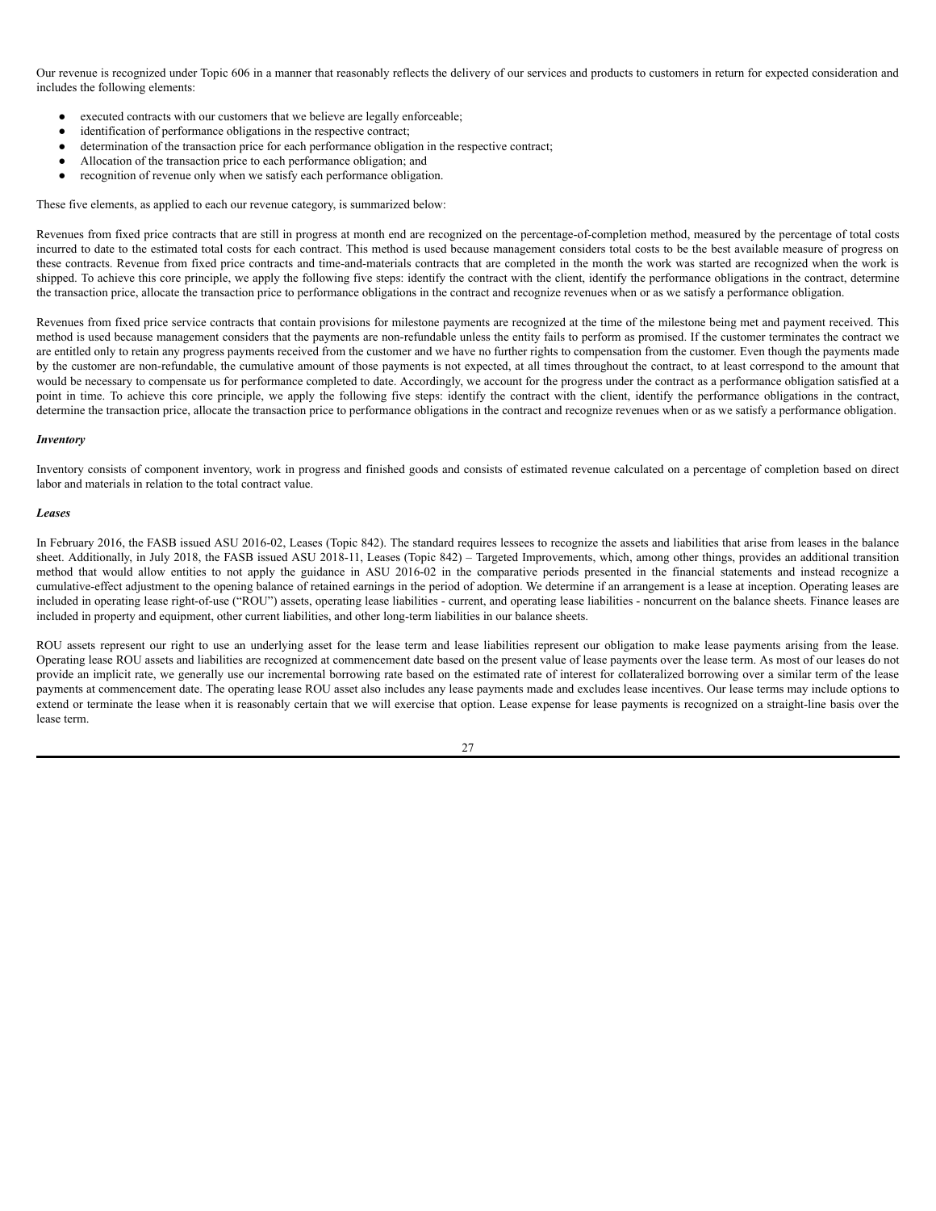Our revenue is recognized under Topic 606 in a manner that reasonably reflects the delivery of our services and products to customers in return for expected consideration and includes the following elements:

- executed contracts with our customers that we believe are legally enforceable;
- identification of performance obligations in the respective contract;
- determination of the transaction price for each performance obligation in the respective contract;
- Allocation of the transaction price to each performance obligation; and
- recognition of revenue only when we satisfy each performance obligation.

These five elements, as applied to each our revenue category, is summarized below:

Revenues from fixed price contracts that are still in progress at month end are recognized on the percentage-of-completion method, measured by the percentage of total costs incurred to date to the estimated total costs for each contract. This method is used because management considers total costs to be the best available measure of progress on these contracts. Revenue from fixed price contracts and time-and-materials contracts that are completed in the month the work was started are recognized when the work is shipped. To achieve this core principle, we apply the following five steps: identify the contract with the client, identify the performance obligations in the contract, determine the transaction price, allocate the transaction price to performance obligations in the contract and recognize revenues when or as we satisfy a performance obligation.

Revenues from fixed price service contracts that contain provisions for milestone payments are recognized at the time of the milestone being met and payment received. This method is used because management considers that the payments are non-refundable unless the entity fails to perform as promised. If the customer terminates the contract we are entitled only to retain any progress payments received from the customer and we have no further rights to compensation from the customer. Even though the payments made by the customer are non-refundable, the cumulative amount of those payments is not expected, at all times throughout the contract, to at least correspond to the amount that would be necessary to compensate us for performance completed to date. Accordingly, we account for the progress under the contract as a performance obligation satisfied at a point in time. To achieve this core principle, we apply the following five steps: identify the contract with the client, identify the performance obligations in the contract, determine the transaction price, allocate the transaction price to performance obligations in the contract and recognize revenues when or as we satisfy a performance obligation.

***Inventory***

Inventory consists of component inventory, work in progress and finished goods and consists of estimated revenue calculated on a percentage of completion based on direct labor and materials in relation to the total contract value.

***Leases***

In February 2016, the FASB issued ASU 2016-02, Leases (Topic 842). The standard requires lessees to recognize the assets and liabilities that arise from leases in the balance sheet. Additionally, in July 2018, the FASB issued ASU 2018-11, Leases (Topic 842) – Targeted Improvements, which, among other things, provides an additional transition method that would allow entities to not apply the guidance in ASU 2016-02 in the comparative periods presented in the financial statements and instead recognize a cumulative-effect adjustment to the opening balance of retained earnings in the period of adoption. We determine if an arrangement is a lease at inception. Operating leases are included in operating lease right-of-use ("ROU") assets, operating lease liabilities - current, and operating lease liabilities - noncurrent on the balance sheets. Finance leases are included in property and equipment, other current liabilities, and other long-term liabilities in our balance sheets.

ROU assets represent our right to use an underlying asset for the lease term and lease liabilities represent our obligation to make lease payments arising from the lease. Operating lease ROU assets and liabilities are recognized at commencement date based on the present value of lease payments over the lease term. As most of our leases do not provide an implicit rate, we generally use our incremental borrowing rate based on the estimated rate of interest for collateralized borrowing over a similar term of the lease payments at commencement date. The operating lease ROU asset also includes any lease payments made and excludes lease incentives. Our lease terms may include options to extend or terminate the lease when it is reasonably certain that we will exercise that option. Lease expense for lease payments is recognized on a straight-line basis over the lease term.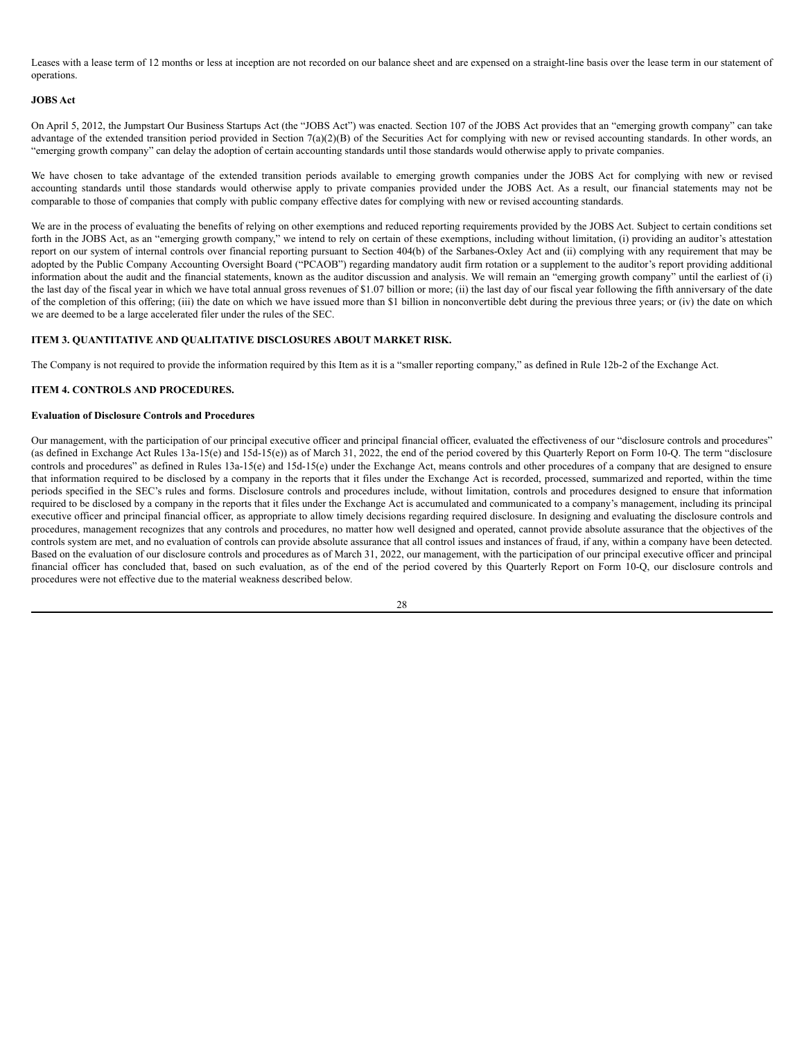Leases with a lease term of 12 months or less at inception are not recorded on our balance sheet and are expensed on a straight-line basis over the lease term in our statement of operations.

**JOBS Act**

On April 5, 2012, the Jumpstart Our Business Startups Act (the "JOBS Act") was enacted. Section 107 of the JOBS Act provides that an "emerging growth company" can take advantage of the extended transition period provided in Section 7(a)(2)(B) of the Securities Act for complying with new or revised accounting standards. In other words, an "emerging growth company" can delay the adoption of certain accounting standards until those standards would otherwise apply to private companies.

We have chosen to take advantage of the extended transition periods available to emerging growth companies under the JOBS Act for complying with new or revised accounting standards until those standards would otherwise apply to private companies provided under the JOBS Act. As a result, our financial statements may not be comparable to those of companies that comply with public company effective dates for complying with new or revised accounting standards.

We are in the process of evaluating the benefits of relying on other exemptions and reduced reporting requirements provided by the JOBS Act. Subject to certain conditions set forth in the JOBS Act, as an "emerging growth company," we intend to rely on certain of these exemptions, including without limitation, (i) providing an auditor's attestation report on our system of internal controls over financial reporting pursuant to Section 404(b) of the Sarbanes-Oxley Act and (ii) complying with any requirement that may be adopted by the Public Company Accounting Oversight Board ("PCAOB") regarding mandatory audit firm rotation or a supplement to the auditor's report providing additional information about the audit and the financial statements, known as the auditor discussion and analysis. We will remain an "emerging growth company" until the earliest of (i) the last day of the fiscal year in which we have total annual gross revenues of $1.07 billion or more; (ii) the last day of our fiscal year following the fifth anniversary of the date of the completion of this offering; (iii) the date on which we have issued more than $1 billion in nonconvertible debt during the previous three years; or (iv) the date on which we are deemed to be a large accelerated filer under the rules of the SEC.

## ITEM 3. QUANTITATIVE AND QUALITATIVE DISCLOSURES ABOUT MARKET RISK.

The Company is not required to provide the information required by this Item as it is a "smaller reporting company," as defined in Rule 12b-2 of the Exchange Act.

## ITEM 4. CONTROLS AND PROCEDURES.

**Evaluation of Disclosure Controls and Procedures**

Our management, with the participation of our principal executive officer and principal financial officer, evaluated the effectiveness of our "disclosure controls and procedures" (as defined in Exchange Act Rules 13a-15(e) and 15d-15(e)) as of March 31, 2022, the end of the period covered by this Quarterly Report on Form 10-Q. The term "disclosure controls and procedures" as defined in Rules 13a-15(e) and 15d-15(e) under the Exchange Act, means controls and other procedures of a company that are designed to ensure that information required to be disclosed by a company in the reports that it files under the Exchange Act is recorded, processed, summarized and reported, within the time periods specified in the SEC's rules and forms. Disclosure controls and procedures include, without limitation, controls and procedures designed to ensure that information required to be disclosed by a company in the reports that it files under the Exchange Act is accumulated and communicated to a company's management, including its principal executive officer and principal financial officer, as appropriate to allow timely decisions regarding required disclosure. In designing and evaluating the disclosure controls and procedures, management recognizes that any controls and procedures, no matter how well designed and operated, cannot provide absolute assurance that the objectives of the controls system are met, and no evaluation of controls can provide absolute assurance that all control issues and instances of fraud, if any, within a company have been detected. Based on the evaluation of our disclosure controls and procedures as of March 31, 2022, our management, with the participation of our principal executive officer and principal financial officer has concluded that, based on such evaluation, as of the end of the period covered by this Quarterly Report on Form 10-Q, our disclosure controls and procedures were not effective due to the material weakness described below.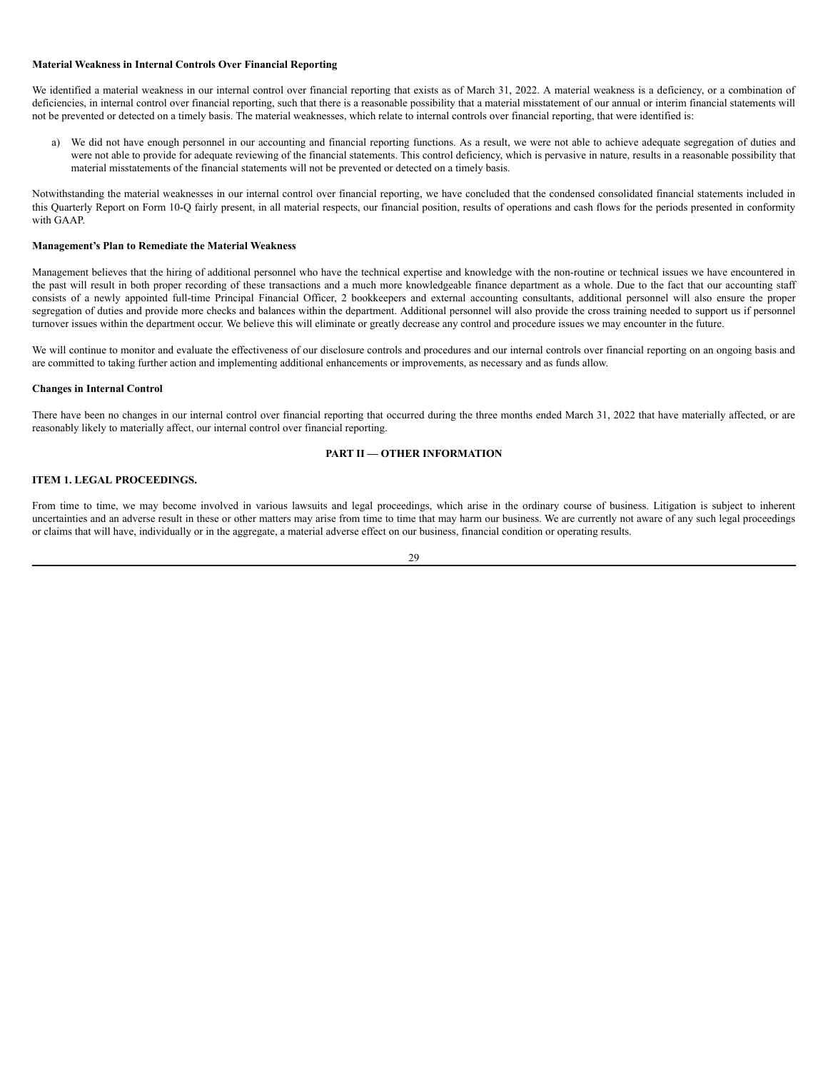**Material Weakness in Internal Controls Over Financial Reporting**

We identified a material weakness in our internal control over financial reporting that exists as of March 31, 2022. A material weakness is a deficiency, or a combination of deficiencies, in internal control over financial reporting, such that there is a reasonable possibility that a material misstatement of our annual or interim financial statements will not be prevented or detected on a timely basis. The material weaknesses, which relate to internal controls over financial reporting, that were identified is:

a) We did not have enough personnel in our accounting and financial reporting functions. As a result, we were not able to achieve adequate segregation of duties and were not able to provide for adequate reviewing of the financial statements. This control deficiency, which is pervasive in nature, results in a reasonable possibility that material misstatements of the financial statements will not be prevented or detected on a timely basis.

Notwithstanding the material weaknesses in our internal control over financial reporting, we have concluded that the condensed consolidated financial statements included in this Quarterly Report on Form 10-Q fairly present, in all material respects, our financial position, results of operations and cash flows for the periods presented in conformity with GAAP.

**Management's Plan to Remediate the Material Weakness**

Management believes that the hiring of additional personnel who have the technical expertise and knowledge with the non-routine or technical issues we have encountered in the past will result in both proper recording of these transactions and a much more knowledgeable finance department as a whole. Due to the fact that our accounting staff consists of a newly appointed full-time Principal Financial Officer, 2 bookkeepers and external accounting consultants, additional personnel will also ensure the proper segregation of duties and provide more checks and balances within the department. Additional personnel will also provide the cross training needed to support us if personnel turnover issues within the department occur. We believe this will eliminate or greatly decrease any control and procedure issues we may encounter in the future.

We will continue to monitor and evaluate the effectiveness of our disclosure controls and procedures and our internal controls over financial reporting on an ongoing basis and are committed to taking further action and implementing additional enhancements or improvements, as necessary and as funds allow.

**Changes in Internal Control**

There have been no changes in our internal control over financial reporting that occurred during the three months ended March 31, 2022 that have materially affected, or are reasonably likely to materially affect, our internal control over financial reporting.

## PART II — OTHER INFORMATION

### ITEM 1. LEGAL PROCEEDINGS.

From time to time, we may become involved in various lawsuits and legal proceedings, which arise in the ordinary course of business. Litigation is subject to inherent uncertainties and an adverse result in these or other matters may arise from time to time that may harm our business. We are currently not aware of any such legal proceedings or claims that will have, individually or in the aggregate, a material adverse effect on our business, financial condition or operating results.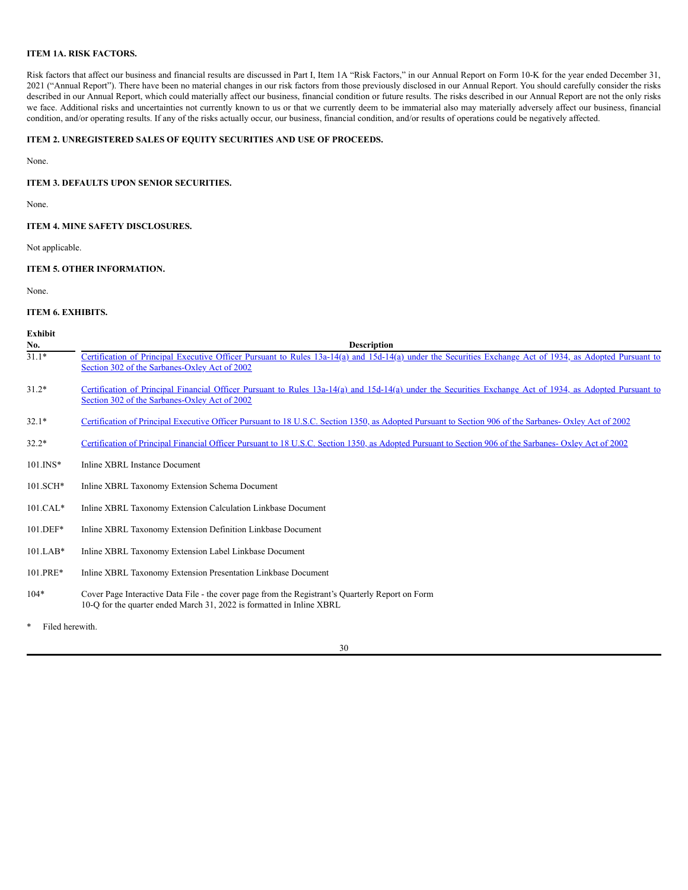### ITEM 1A. RISK FACTORS.

Risk factors that affect our business and financial results are discussed in Part I, Item 1A "Risk Factors," in our Annual Report on Form 10-K for the year ended December 31, 2021 ("Annual Report"). There have been no material changes in our risk factors from those previously disclosed in our Annual Report. You should carefully consider the risks described in our Annual Report, which could materially affect our business, financial condition or future results. The risks described in our Annual Report are not the only risks we face. Additional risks and uncertainties not currently known to us or that we currently deem to be immaterial also may materially adversely affect our business, financial condition, and/or operating results. If any of the risks actually occur, our business, financial condition, and/or results of operations could be negatively affected.

### ITEM 2. UNREGISTERED SALES OF EQUITY SECURITIES AND USE OF PROCEEDS.

None.

### ITEM 3. DEFAULTS UPON SENIOR SECURITIES.

None.

### ITEM 4. MINE SAFETY DISCLOSURES.

Not applicable.

### ITEM 5. OTHER INFORMATION.

None.

### ITEM 6. EXHIBITS.

| Exhibit No. | Description |
|---|---|
| 31.1* | Certification of Principal Executive Officer Pursuant to Rules 13a-14(a) and 15d-14(a) under the Securities Exchange Act of 1934, as Adopted Pursuant to Section 302 of the Sarbanes-Oxley Act of 2002 |
| 31.2* | Certification of Principal Financial Officer Pursuant to Rules 13a-14(a) and 15d-14(a) under the Securities Exchange Act of 1934, as Adopted Pursuant to Section 302 of the Sarbanes-Oxley Act of 2002 |
| 32.1* | Certification of Principal Executive Officer Pursuant to 18 U.S.C. Section 1350, as Adopted Pursuant to Section 906 of the Sarbanes- Oxley Act of 2002 |
| 32.2* | Certification of Principal Financial Officer Pursuant to 18 U.S.C. Section 1350, as Adopted Pursuant to Section 906 of the Sarbanes- Oxley Act of 2002 |
| 101.INS* | Inline XBRL Instance Document |
| 101.SCH* | Inline XBRL Taxonomy Extension Schema Document |
| 101.CAL* | Inline XBRL Taxonomy Extension Calculation Linkbase Document |
| 101.DEF* | Inline XBRL Taxonomy Extension Definition Linkbase Document |
| 101.LAB* | Inline XBRL Taxonomy Extension Label Linkbase Document |
| 101.PRE* | Inline XBRL Taxonomy Extension Presentation Linkbase Document |
| 104* | Cover Page Interactive Data File - the cover page from the Registrant's Quarterly Report on Form 10-Q for the quarter ended March 31, 2022 is formatted in Inline XBRL |

\* Filed herewith.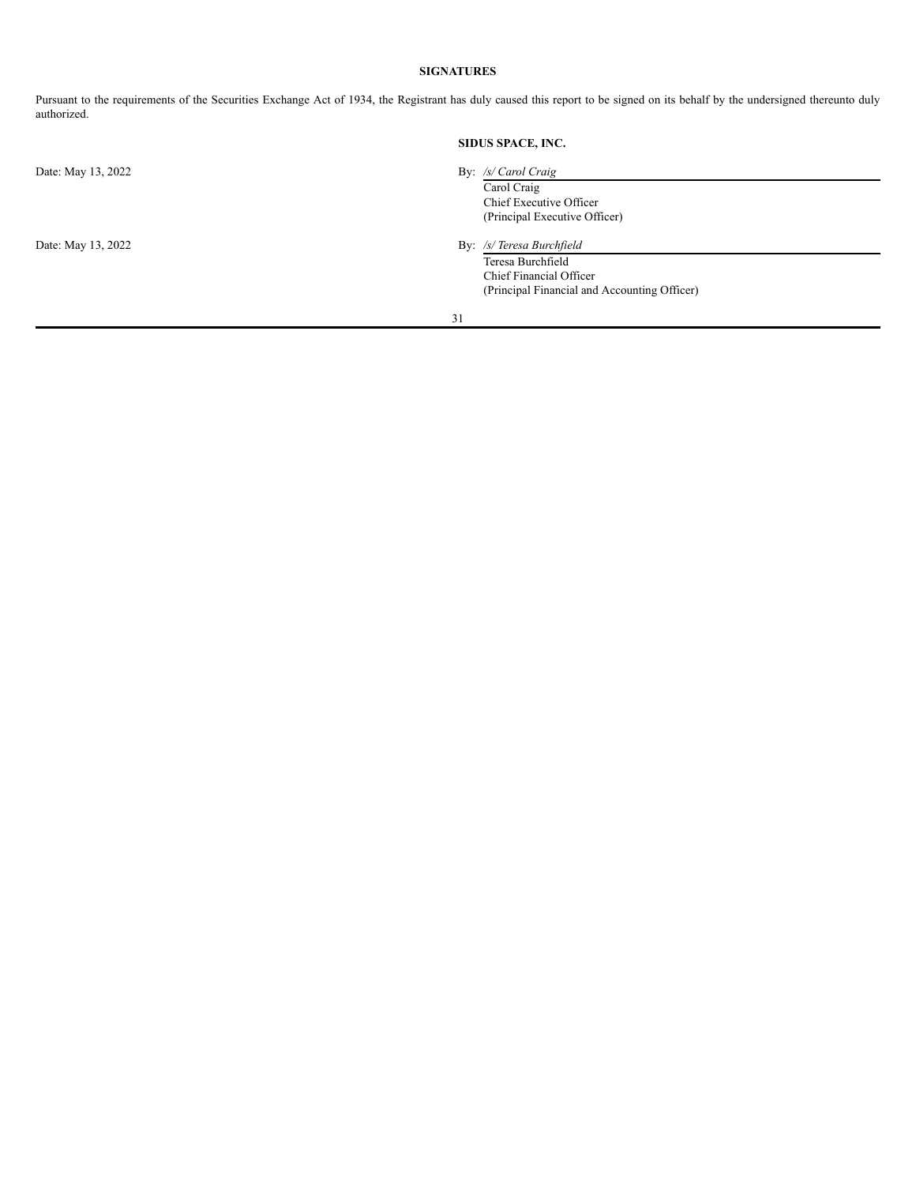**SIGNATURES**

Pursuant to the requirements of the Securities Exchange Act of 1934, the Registrant has duly caused this report to be signed on its behalf by the undersigned thereunto duly authorized.

**SIDUS SPACE, INC.**

Date: May 13, 2022

By: */s/ Carol Craig*
Carol Craig
Chief Executive Officer
(Principal Executive Officer)

Date: May 13, 2022

By: */s/ Teresa Burchfield*
Teresa Burchfield
Chief Financial Officer
(Principal Financial and Accounting Officer)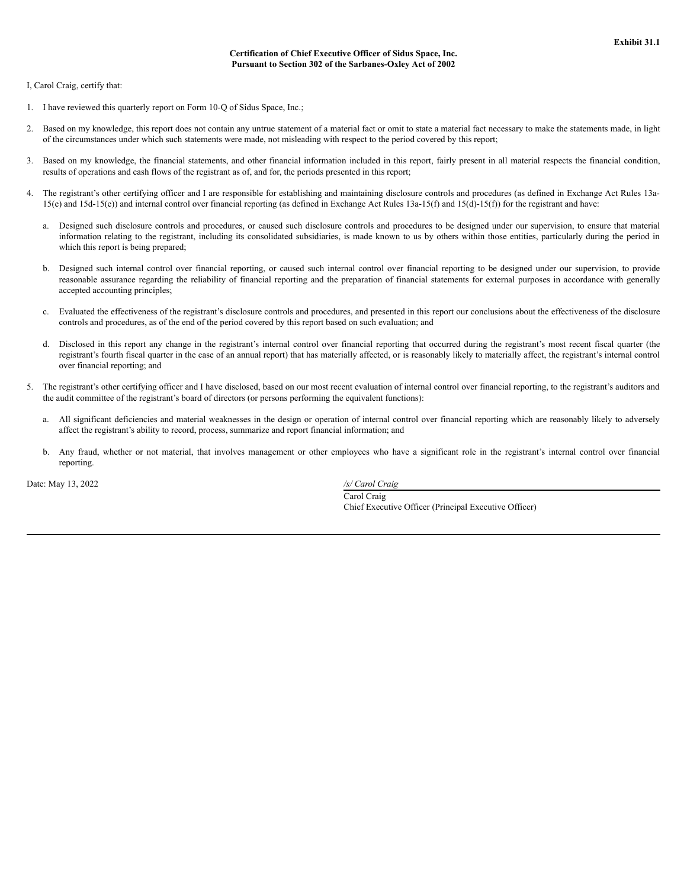**Exhibit 31.1**

**Certification of Chief Executive Officer of Sidus Space, Inc.**
**Pursuant to Section 302 of the Sarbanes-Oxley Act of 2002**

I, Carol Craig, certify that:

1. I have reviewed this quarterly report on Form 10-Q of Sidus Space, Inc.;

2. Based on my knowledge, this report does not contain any untrue statement of a material fact or omit to state a material fact necessary to make the statements made, in light of the circumstances under which such statements were made, not misleading with respect to the period covered by this report;

3. Based on my knowledge, the financial statements, and other financial information included in this report, fairly present in all material respects the financial condition, results of operations and cash flows of the registrant as of, and for, the periods presented in this report;

4. The registrant's other certifying officer and I are responsible for establishing and maintaining disclosure controls and procedures (as defined in Exchange Act Rules 13a-15(e) and 15d-15(e)) and internal control over financial reporting (as defined in Exchange Act Rules 13a-15(f) and 15(d)-15(f)) for the registrant and have:

   a. Designed such disclosure controls and procedures, or caused such disclosure controls and procedures to be designed under our supervision, to ensure that material information relating to the registrant, including its consolidated subsidiaries, is made known to us by others within those entities, particularly during the period in which this report is being prepared;

   b. Designed such internal control over financial reporting, or caused such internal control over financial reporting to be designed under our supervision, to provide reasonable assurance regarding the reliability of financial reporting and the preparation of financial statements for external purposes in accordance with generally accepted accounting principles;

   c. Evaluated the effectiveness of the registrant's disclosure controls and procedures, and presented in this report our conclusions about the effectiveness of the disclosure controls and procedures, as of the end of the period covered by this report based on such evaluation; and

   d. Disclosed in this report any change in the registrant's internal control over financial reporting that occurred during the registrant's most recent fiscal quarter (the registrant's fourth fiscal quarter in the case of an annual report) that has materially affected, or is reasonably likely to materially affect, the registrant's internal control over financial reporting; and

5. The registrant's other certifying officer and I have disclosed, based on our most recent evaluation of internal control over financial reporting, to the registrant's auditors and the audit committee of the registrant's board of directors (or persons performing the equivalent functions):

   a. All significant deficiencies and material weaknesses in the design or operation of internal control over financial reporting which are reasonably likely to adversely affect the registrant's ability to record, process, summarize and report financial information; and

   b. Any fraud, whether or not material, that involves management or other employees who have a significant role in the registrant's internal control over financial reporting.

Date: May 13, 2022

*/s/ Carol Craig*
Carol Craig
Chief Executive Officer (Principal Executive Officer)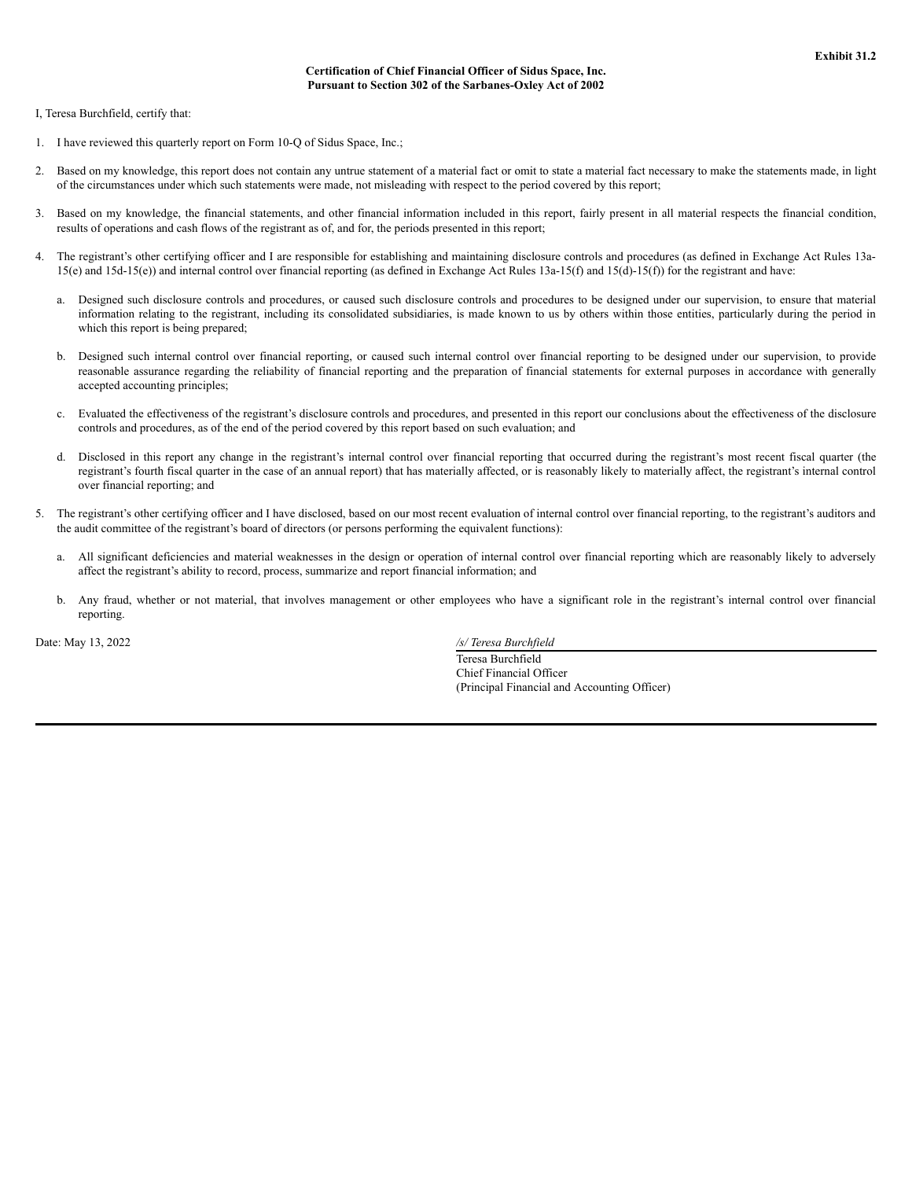**Exhibit 31.2**

**Certification of Chief Financial Officer of Sidus Space, Inc.**
**Pursuant to Section 302 of the Sarbanes-Oxley Act of 2002**

I, Teresa Burchfield, certify that:

1. I have reviewed this quarterly report on Form 10-Q of Sidus Space, Inc.;

2. Based on my knowledge, this report does not contain any untrue statement of a material fact or omit to state a material fact necessary to make the statements made, in light of the circumstances under which such statements were made, not misleading with respect to the period covered by this report;

3. Based on my knowledge, the financial statements, and other financial information included in this report, fairly present in all material respects the financial condition, results of operations and cash flows of the registrant as of, and for, the periods presented in this report;

4. The registrant's other certifying officer and I are responsible for establishing and maintaining disclosure controls and procedures (as defined in Exchange Act Rules 13a-15(e) and 15d-15(e)) and internal control over financial reporting (as defined in Exchange Act Rules 13a-15(f) and 15(d)-15(f)) for the registrant and have:

   a. Designed such disclosure controls and procedures, or caused such disclosure controls and procedures to be designed under our supervision, to ensure that material information relating to the registrant, including its consolidated subsidiaries, is made known to us by others within those entities, particularly during the period in which this report is being prepared;

   b. Designed such internal control over financial reporting, or caused such internal control over financial reporting to be designed under our supervision, to provide reasonable assurance regarding the reliability of financial reporting and the preparation of financial statements for external purposes in accordance with generally accepted accounting principles;

   c. Evaluated the effectiveness of the registrant's disclosure controls and procedures, and presented in this report our conclusions about the effectiveness of the disclosure controls and procedures, as of the end of the period covered by this report based on such evaluation; and

   d. Disclosed in this report any change in the registrant's internal control over financial reporting that occurred during the registrant's most recent fiscal quarter (the registrant's fourth fiscal quarter in the case of an annual report) that has materially affected, or is reasonably likely to materially affect, the registrant's internal control over financial reporting; and

5. The registrant's other certifying officer and I have disclosed, based on our most recent evaluation of internal control over financial reporting, to the registrant's auditors and the audit committee of the registrant's board of directors (or persons performing the equivalent functions):

   a. All significant deficiencies and material weaknesses in the design or operation of internal control over financial reporting which are reasonably likely to adversely affect the registrant's ability to record, process, summarize and report financial information; and

   b. Any fraud, whether or not material, that involves management or other employees who have a significant role in the registrant's internal control over financial reporting.

Date: May 13, 2022

*/s/ Teresa Burchfield*
Teresa Burchfield
Chief Financial Officer
(Principal Financial and Accounting Officer)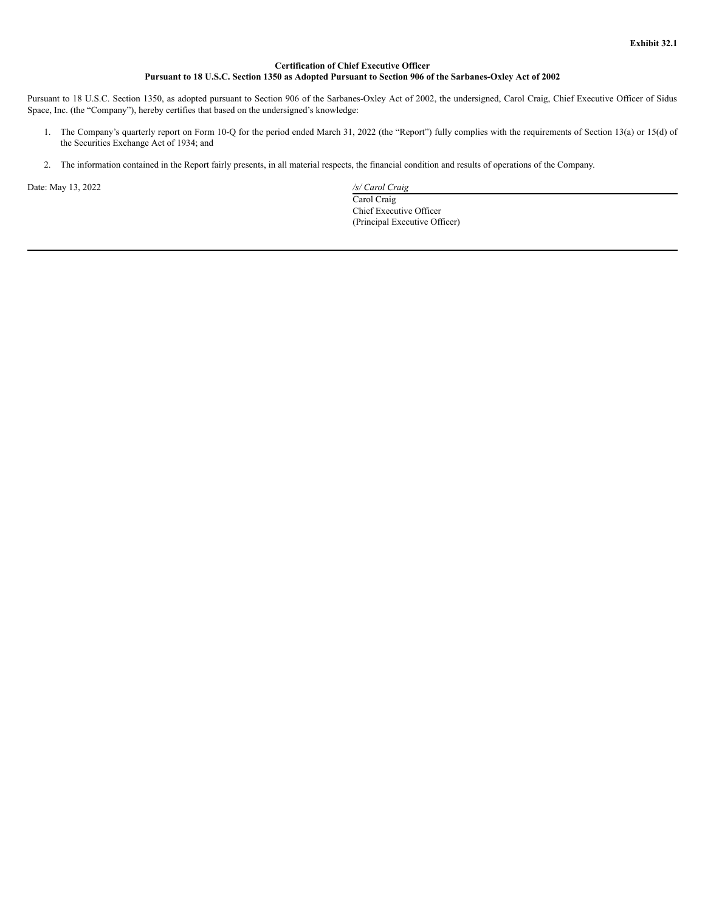**Exhibit 32.1**

**Certification of Chief Executive Officer**
**Pursuant to 18 U.S.C. Section 1350 as Adopted Pursuant to Section 906 of the Sarbanes-Oxley Act of 2002**

Pursuant to 18 U.S.C. Section 1350, as adopted pursuant to Section 906 of the Sarbanes-Oxley Act of 2002, the undersigned, Carol Craig, Chief Executive Officer of Sidus Space, Inc. (the “Company”), hereby certifies that based on the undersigned’s knowledge:

1. The Company’s quarterly report on Form 10-Q for the period ended March 31, 2022 (the “Report”) fully complies with the requirements of Section 13(a) or 15(d) of the Securities Exchange Act of 1934; and

2. The information contained in the Report fairly presents, in all material respects, the financial condition and results of operations of the Company.

Date: May 13, 2022

*/s/ Carol Craig*
Carol Craig
Chief Executive Officer
(Principal Executive Officer)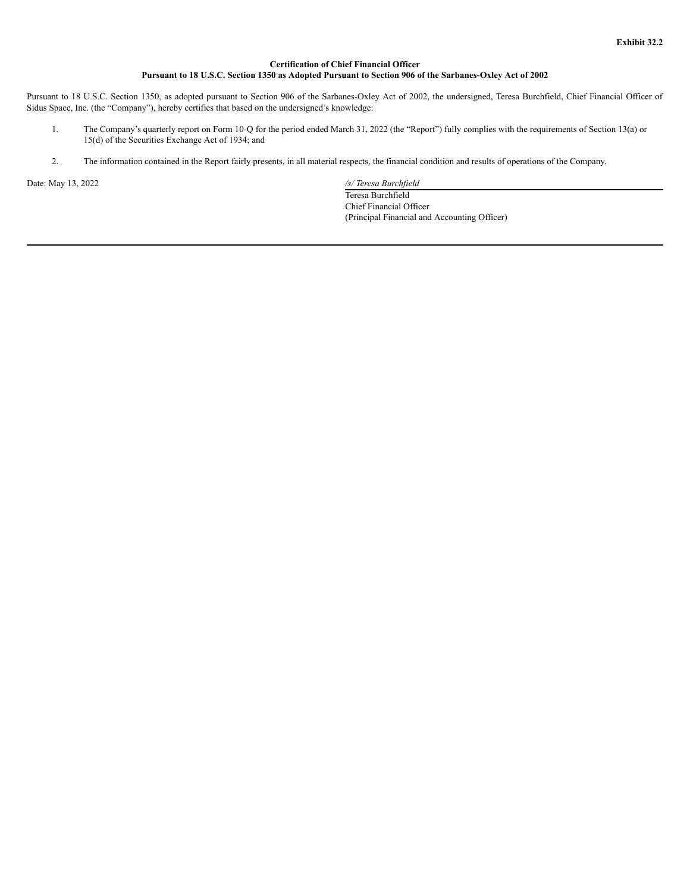**Exhibit 32.2**

**Certification of Chief Financial Officer**
**Pursuant to 18 U.S.C. Section 1350 as Adopted Pursuant to Section 906 of the Sarbanes-Oxley Act of 2002**

Pursuant to 18 U.S.C. Section 1350, as adopted pursuant to Section 906 of the Sarbanes-Oxley Act of 2002, the undersigned, Teresa Burchfield, Chief Financial Officer of Sidus Space, Inc. (the "Company"), hereby certifies that based on the undersigned's knowledge:

1. The Company's quarterly report on Form 10-Q for the period ended March 31, 2022 (the "Report") fully complies with the requirements of Section 13(a) or 15(d) of the Securities Exchange Act of 1934; and

2. The information contained in the Report fairly presents, in all material respects, the financial condition and results of operations of the Company.

Date: May 13, 2022

*/s/ Teresa Burchfield*
Teresa Burchfield
Chief Financial Officer
(Principal Financial and Accounting Officer)